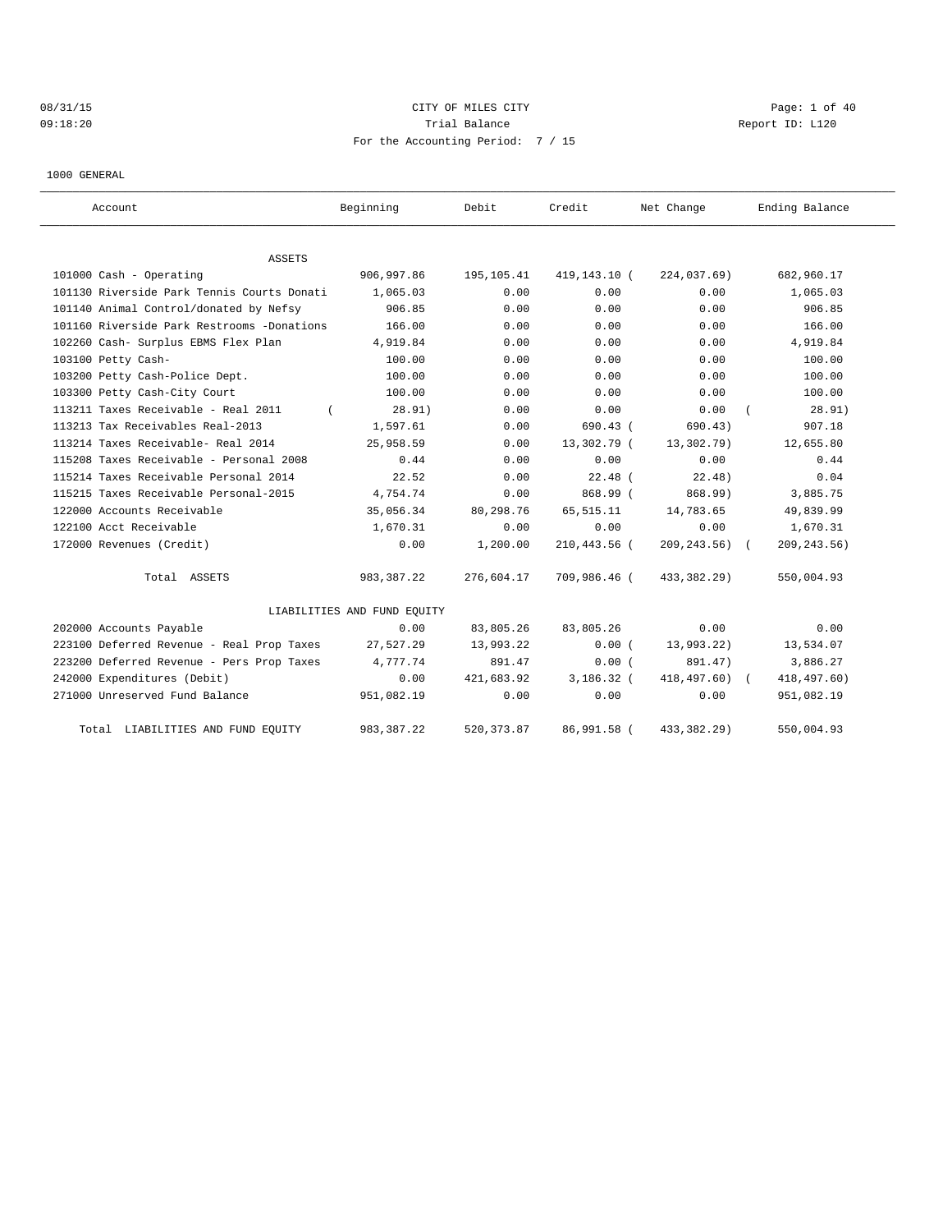08/31/15 CITY OF MILES CITY

09:18:20 Trial Balance Report ID: L120

For the Accounting Period: 7 / 15

1000 GENERAL

| Account | Beginning | Debit | Credit | Net Change | Ending Balance |
|---|---|---|---|---|---|
| **ASSETS** | | | | | |
| 101000 Cash - Operating | 906,997.86 | 195,105.41 | 419,143.10 | ( 224,037.69) | 682,960.17 |
| 101130 Riverside Park Tennis Courts Donati | 1,065.03 | 0.00 | 0.00 | 0.00 | 1,065.03 |
| 101140 Animal Control/donated by Nefsy | 906.85 | 0.00 | 0.00 | 0.00 | 906.85 |
| 101160 Riverside Park Restrooms -Donations | 166.00 | 0.00 | 0.00 | 0.00 | 166.00 |
| 102260 Cash- Surplus EBMS Flex Plan | 4,919.84 | 0.00 | 0.00 | 0.00 | 4,919.84 |
| 103100 Petty Cash- | 100.00 | 0.00 | 0.00 | 0.00 | 100.00 |
| 103200 Petty Cash-Police Dept. | 100.00 | 0.00 | 0.00 | 0.00 | 100.00 |
| 103300 Petty Cash-City Court | 100.00 | 0.00 | 0.00 | 0.00 | 100.00 |
| 113211 Taxes Receivable - Real 2011 | ( 28.91) | 0.00 | 0.00 | 0.00 | ( 28.91) |
| 113213 Tax Receivables Real-2013 | 1,597.61 | 0.00 | 690.43 | ( 690.43) | 907.18 |
| 113214 Taxes Receivable- Real 2014 | 25,958.59 | 0.00 | 13,302.79 | ( 13,302.79) | 12,655.80 |
| 115208 Taxes Receivable - Personal 2008 | 0.44 | 0.00 | 0.00 | 0.00 | 0.44 |
| 115214 Taxes Receivable Personal 2014 | 22.52 | 0.00 | 22.48 | ( 22.48) | 0.04 |
| 115215 Taxes Receivable Personal-2015 | 4,754.74 | 0.00 | 868.99 | ( 868.99) | 3,885.75 |
| 122000 Accounts Receivable | 35,056.34 | 80,298.76 | 65,515.11 | 14,783.65 | 49,839.99 |
| 122100 Acct Receivable | 1,670.31 | 0.00 | 0.00 | 0.00 | 1,670.31 |
| 172000 Revenues (Credit) | 0.00 | 1,200.00 | 210,443.56 | ( 209,243.56) | ( 209,243.56) |
| Total ASSETS | 983,387.22 | 276,604.17 | 709,986.46 | ( 433,382.29) | 550,004.93 |
| **LIABILITIES AND FUND EQUITY** | | | | | |
| 202000 Accounts Payable | 0.00 | 83,805.26 | 83,805.26 | 0.00 | 0.00 |
| 223100 Deferred Revenue - Real Prop Taxes | 27,527.29 | 13,993.22 | 0.00 | ( 13,993.22) | 13,534.07 |
| 223200 Deferred Revenue - Pers Prop Taxes | 4,777.74 | 891.47 | 0.00 | ( 891.47) | 3,886.27 |
| 242000 Expenditures (Debit) | 0.00 | 421,683.92 | 3,186.32 | ( 418,497.60) | ( 418,497.60) |
| 271000 Unreserved Fund Balance | 951,082.19 | 0.00 | 0.00 | 0.00 | 951,082.19 |
| Total LIABILITIES AND FUND EQUITY | 983,387.22 | 520,373.87 | 86,991.58 | ( 433,382.29) | 550,004.93 |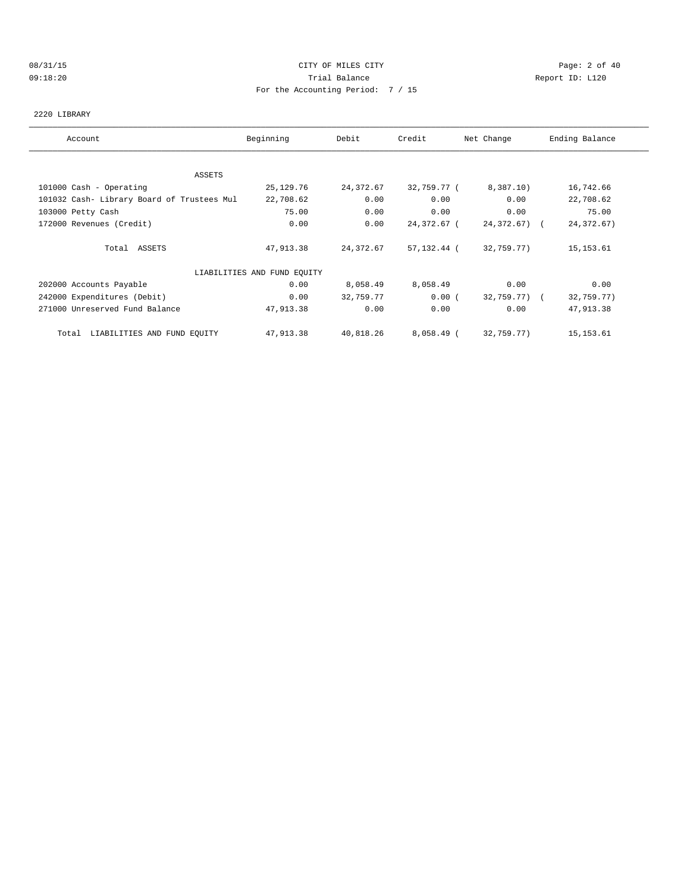# CITY OF MILES CITY

## Trial Balance

For the Accounting Period: 7 / 15

08/31/15 09:18:20 — Report ID: L120

### 2220 LIBRARY

| Account | Beginning | Debit | Credit | Net Change | Ending Balance |
|---|---|---|---|---|---|
| **ASSETS** | | | | | |
| 101000 Cash - Operating | 25,129.76 | 24,372.67 | 32,759.77 | (8,387.10) | 16,742.66 |
| 101032 Cash- Library Board of Trustees Mul | 22,708.62 | 0.00 | 0.00 | 0.00 | 22,708.62 |
| 103000 Petty Cash | 75.00 | 0.00 | 0.00 | 0.00 | 75.00 |
| 172000 Revenues (Credit) | 0.00 | 0.00 | 24,372.67 | (24,372.67) | (24,372.67) |
| Total ASSETS | 47,913.38 | 24,372.67 | 57,132.44 | (32,759.77) | 15,153.61 |
| **LIABILITIES AND FUND EQUITY** | | | | | |
| 202000 Accounts Payable | 0.00 | 8,058.49 | 8,058.49 | 0.00 | 0.00 |
| 242000 Expenditures (Debit) | 0.00 | 32,759.77 | 0.00 | (32,759.77) | (32,759.77) |
| 271000 Unreserved Fund Balance | 47,913.38 | 0.00 | 0.00 | 0.00 | 47,913.38 |
| Total LIABILITIES AND FUND EQUITY | 47,913.38 | 40,818.26 | 8,058.49 | (32,759.77) | 15,153.61 |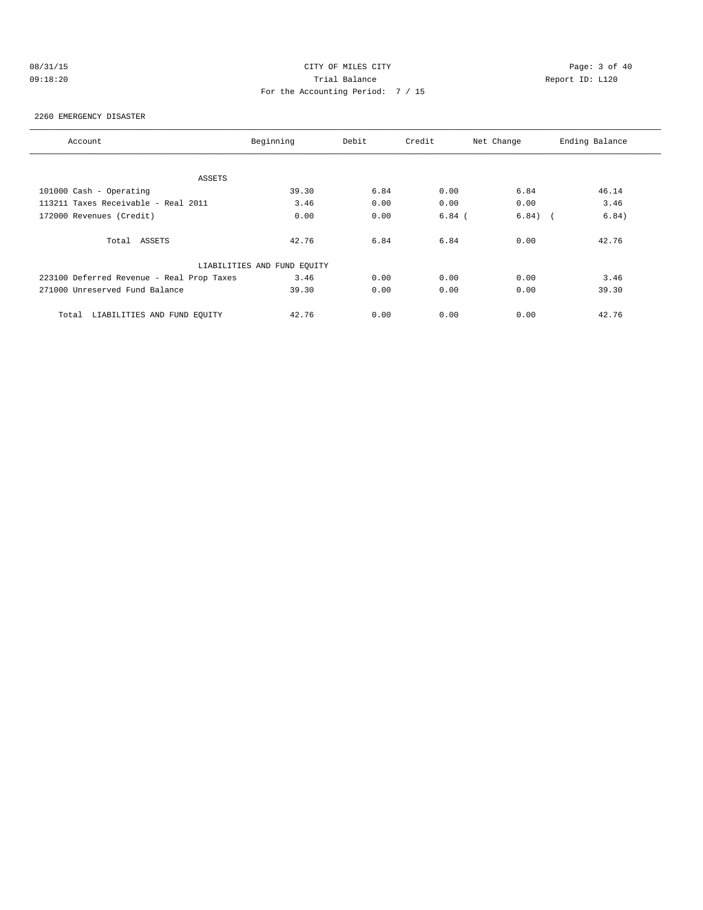CITY OF MILES CITY
Trial Balance
For the Accounting Period: 7 / 15

08/31/15
09:18:20

Report ID: L120

2260 EMERGENCY DISASTER

| Account | Beginning | Debit | Credit | Net Change | Ending Balance |
|---|---|---|---|---|---|
| ASSETS | | | | | |
| 101000 Cash - Operating | 39.30 | 6.84 | 0.00 | 6.84 | 46.14 |
| 113211 Taxes Receivable - Real 2011 | 3.46 | 0.00 | 0.00 | 0.00 | 3.46 |
| 172000 Revenues (Credit) | 0.00 | 0.00 | 6.84 | ( 6.84) | ( 6.84) |
| Total ASSETS | 42.76 | 6.84 | 6.84 | 0.00 | 42.76 |
| LIABILITIES AND FUND EQUITY | | | | | |
| 223100 Deferred Revenue - Real Prop Taxes | 3.46 | 0.00 | 0.00 | 0.00 | 3.46 |
| 271000 Unreserved Fund Balance | 39.30 | 0.00 | 0.00 | 0.00 | 39.30 |
| Total LIABILITIES AND FUND EQUITY | 42.76 | 0.00 | 0.00 | 0.00 | 42.76 |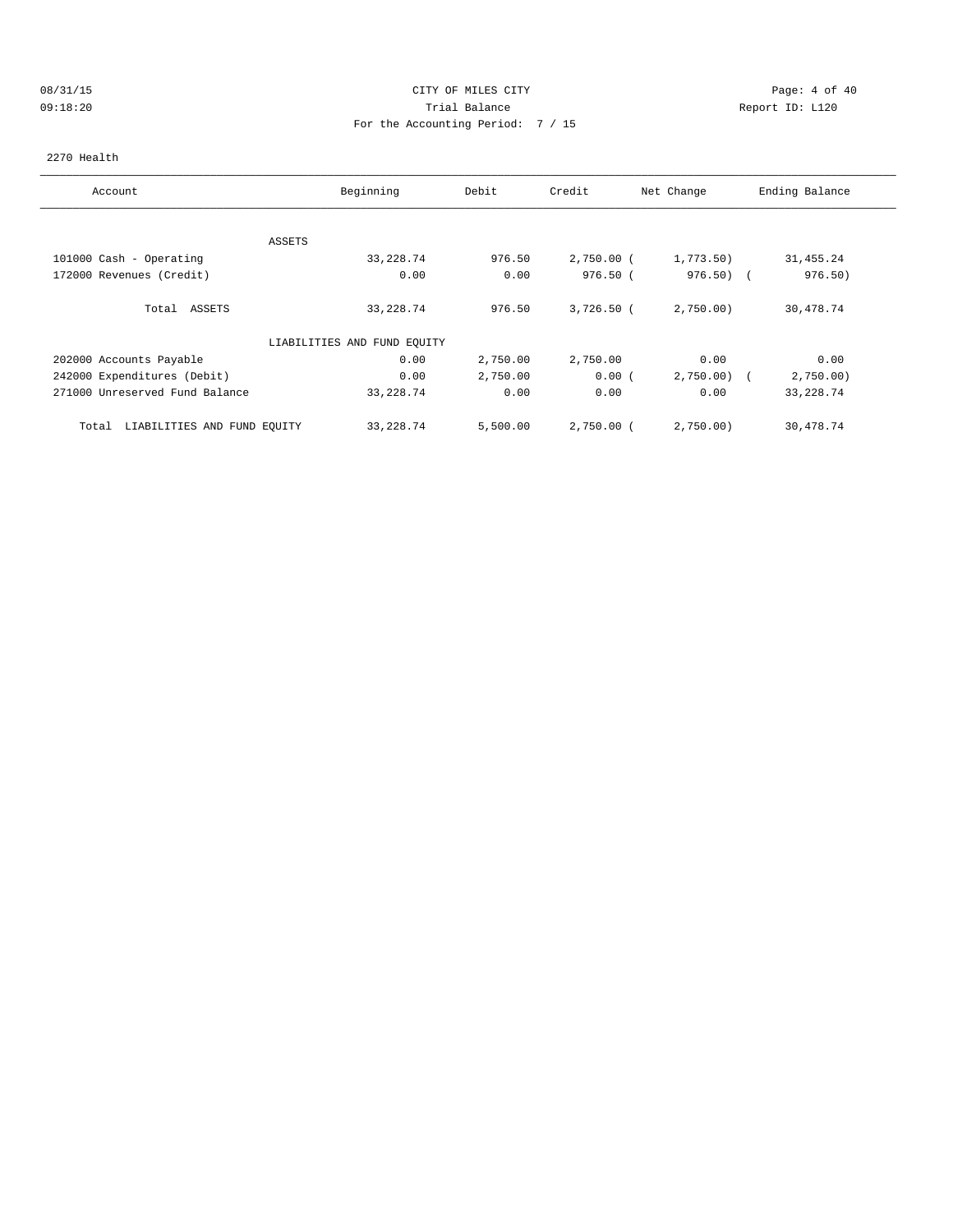CITY OF MILES CITY
Trial Balance
For the Accounting Period: 7 / 15

08/31/15
09:18:20

Report ID: L120

2270 Health

| Account | Beginning | Debit | Credit | Net Change | Ending Balance |
|---|---|---|---|---|---|
| ASSETS | | | | | |
| 101000 Cash - Operating | 33,228.74 | 976.50 | 2,750.00 | ( 1,773.50) | 31,455.24 |
| 172000 Revenues (Credit) | 0.00 | 0.00 | 976.50 | ( 976.50) | ( 976.50) |
| Total ASSETS | 33,228.74 | 976.50 | 3,726.50 | ( 2,750.00) | 30,478.74 |
| LIABILITIES AND FUND EQUITY | | | | | |
| 202000 Accounts Payable | 0.00 | 2,750.00 | 2,750.00 | 0.00 | 0.00 |
| 242000 Expenditures (Debit) | 0.00 | 2,750.00 | 0.00 | ( 2,750.00) | ( 2,750.00) |
| 271000 Unreserved Fund Balance | 33,228.74 | 0.00 | 0.00 | 0.00 | 33,228.74 |
| Total LIABILITIES AND FUND EQUITY | 33,228.74 | 5,500.00 | 2,750.00 | ( 2,750.00) | 30,478.74 |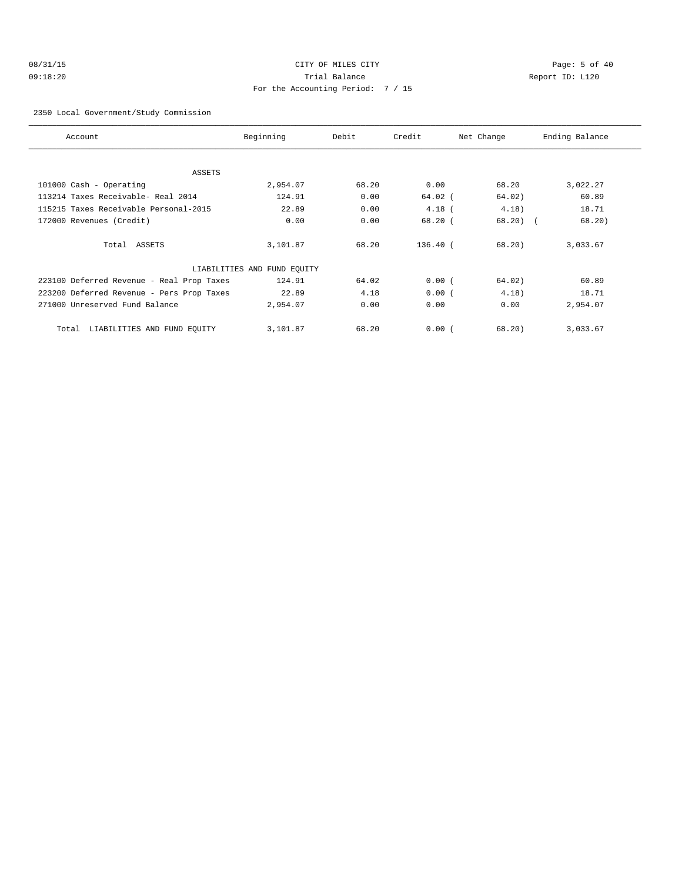CITY OF MILES CITY

Trial Balance

For the Accounting Period: 7 / 15

08/31/15 09:18:20

Report ID: L120

2350 Local Government/Study Commission

| Account | Beginning | Debit | Credit | Net Change | Ending Balance |
|---|---|---|---|---|---|
| ASSETS | | | | | |
| 101000 Cash - Operating | 2,954.07 | 68.20 | 0.00 | 68.20 | 3,022.27 |
| 113214 Taxes Receivable- Real 2014 | 124.91 | 0.00 | 64.02 | ( 64.02) | 60.89 |
| 115215 Taxes Receivable Personal-2015 | 22.89 | 0.00 | 4.18 | ( 4.18) | 18.71 |
| 172000 Revenues (Credit) | 0.00 | 0.00 | 68.20 | ( 68.20) | ( 68.20) |
| Total ASSETS | 3,101.87 | 68.20 | 136.40 | ( 68.20) | 3,033.67 |
| LIABILITIES AND FUND EQUITY | | | | | |
| 223100 Deferred Revenue - Real Prop Taxes | 124.91 | 64.02 | 0.00 | ( 64.02) | 60.89 |
| 223200 Deferred Revenue - Pers Prop Taxes | 22.89 | 4.18 | 0.00 | ( 4.18) | 18.71 |
| 271000 Unreserved Fund Balance | 2,954.07 | 0.00 | 0.00 | 0.00 | 2,954.07 |
| Total LIABILITIES AND FUND EQUITY | 3,101.87 | 68.20 | 0.00 | ( 68.20) | 3,033.67 |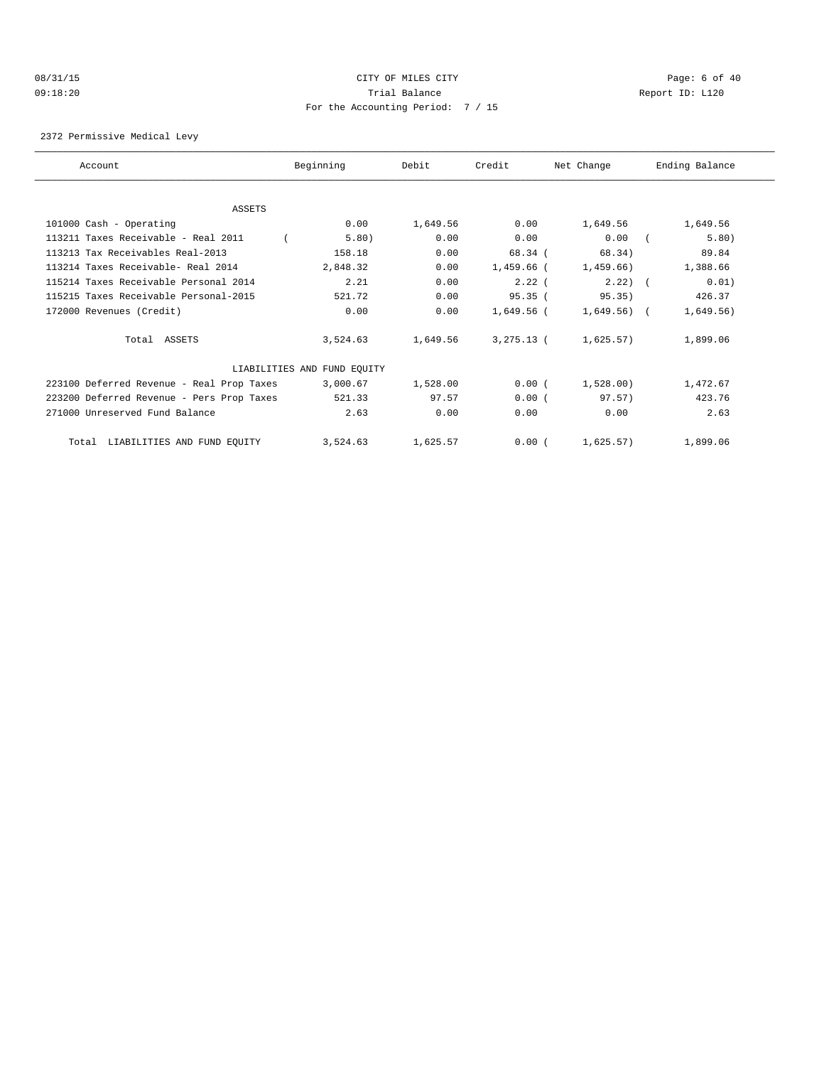CITY OF MILES CITY

Trial Balance

For the Accounting Period: 7 / 15

08/31/15
09:18:20

Report ID: L120

2372 Permissive Medical Levy

| Account | Beginning | Debit | Credit | Net Change | Ending Balance |
|---|---|---|---|---|---|
| ASSETS | | | | | |
| 101000 Cash - Operating | 0.00 | 1,649.56 | 0.00 | 1,649.56 | 1,649.56 |
| 113211 Taxes Receivable - Real 2011 | ( 5.80) | 0.00 | 0.00 | 0.00 | ( 5.80) |
| 113213 Tax Receivables Real-2013 | 158.18 | 0.00 | 68.34 | ( 68.34) | 89.84 |
| 113214 Taxes Receivable- Real 2014 | 2,848.32 | 0.00 | 1,459.66 | ( 1,459.66) | 1,388.66 |
| 115214 Taxes Receivable Personal 2014 | 2.21 | 0.00 | 2.22 | ( 2.22) | ( 0.01) |
| 115215 Taxes Receivable Personal-2015 | 521.72 | 0.00 | 95.35 | ( 95.35) | 426.37 |
| 172000 Revenues (Credit) | 0.00 | 0.00 | 1,649.56 | ( 1,649.56) | ( 1,649.56) |
| Total ASSETS | 3,524.63 | 1,649.56 | 3,275.13 | ( 1,625.57) | 1,899.06 |
| LIABILITIES AND FUND EQUITY | | | | | |
| 223100 Deferred Revenue - Real Prop Taxes | 3,000.67 | 1,528.00 | 0.00 | ( 1,528.00) | 1,472.67 |
| 223200 Deferred Revenue - Pers Prop Taxes | 521.33 | 97.57 | 0.00 | ( 97.57) | 423.76 |
| 271000 Unreserved Fund Balance | 2.63 | 0.00 | 0.00 | 0.00 | 2.63 |
| Total LIABILITIES AND FUND EQUITY | 3,524.63 | 1,625.57 | 0.00 | ( 1,625.57) | 1,899.06 |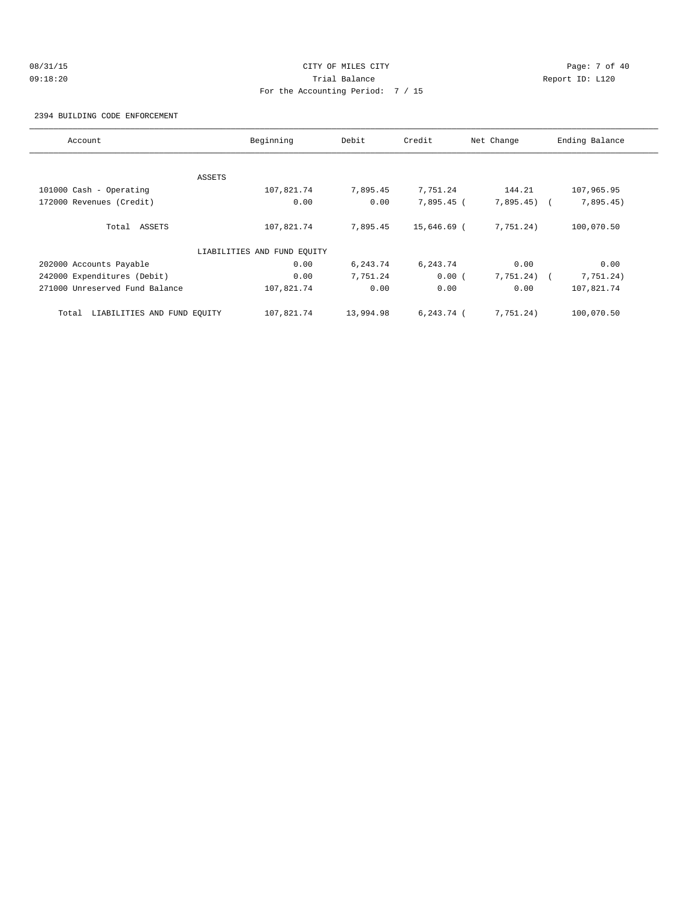CITY OF MILES CITY

Trial Balance

For the Accounting Period: 7 / 15

2394 BUILDING CODE ENFORCEMENT

| Account | Beginning | Debit | Credit | Net Change | Ending Balance |
|---|---|---|---|---|---|
| ASSETS | | | | | |
| 101000 Cash - Operating | 107,821.74 | 7,895.45 | 7,751.24 | 144.21 | 107,965.95 |
| 172000 Revenues (Credit) | 0.00 | 0.00 | 7,895.45 | (7,895.45) | (7,895.45) |
| Total ASSETS | 107,821.74 | 7,895.45 | 15,646.69 | (7,751.24) | 100,070.50 |
| LIABILITIES AND FUND EQUITY | | | | | |
| 202000 Accounts Payable | 0.00 | 6,243.74 | 6,243.74 | 0.00 | 0.00 |
| 242000 Expenditures (Debit) | 0.00 | 7,751.24 | 0.00 | (7,751.24) | (7,751.24) |
| 271000 Unreserved Fund Balance | 107,821.74 | 0.00 | 0.00 | 0.00 | 107,821.74 |
| Total LIABILITIES AND FUND EQUITY | 107,821.74 | 13,994.98 | 6,243.74 | (7,751.24) | 100,070.50 |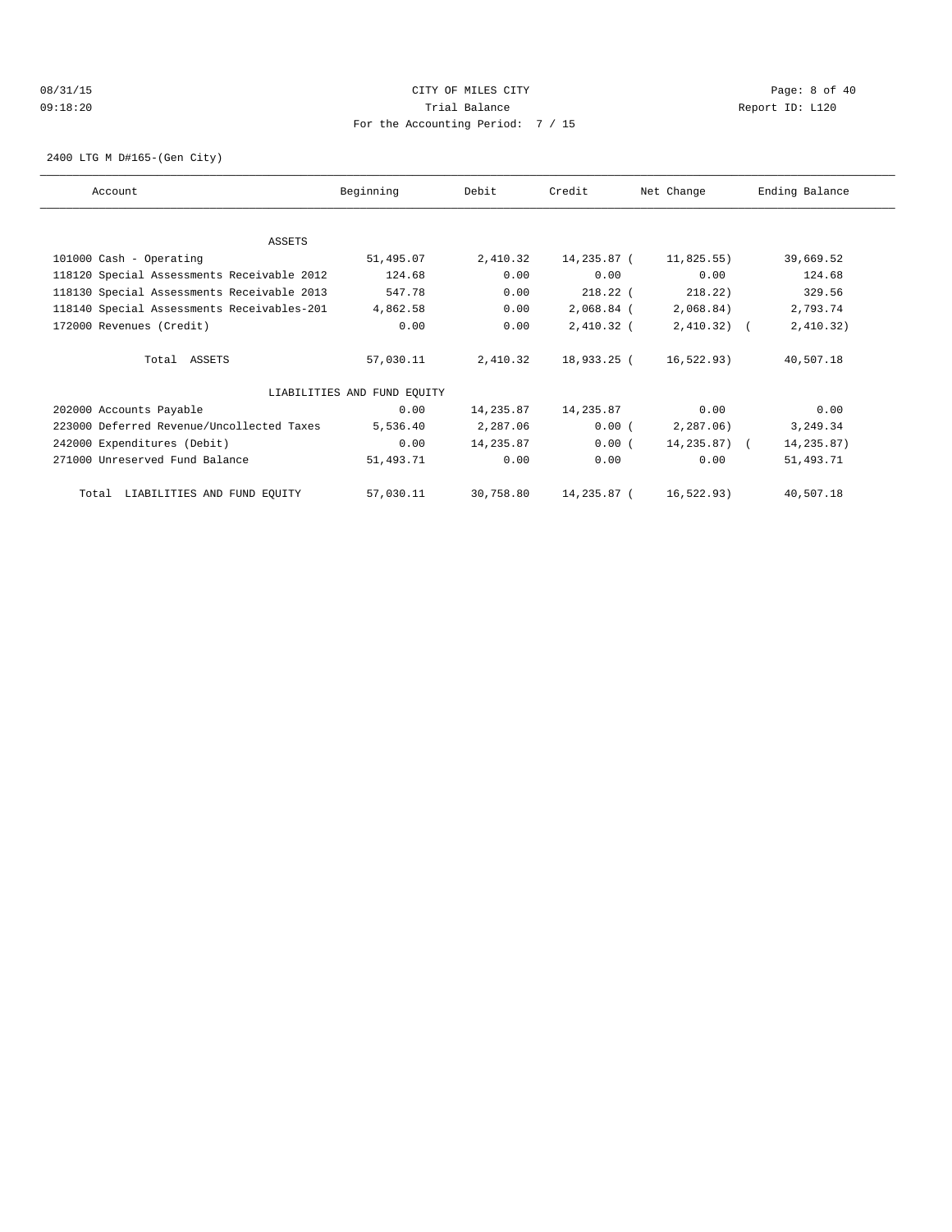CITY OF MILES CITY
Trial Balance
For the Accounting Period: 7 / 15

08/31/15 09:18:20 Report ID: L120

2400 LTG M D#165-(Gen City)

| Account | Beginning | Debit | Credit | Net Change | Ending Balance |
|---|---|---|---|---|---|
| ASSETS | | | | | |
| 101000 Cash - Operating | 51,495.07 | 2,410.32 | 14,235.87 | ( 11,825.55) | 39,669.52 |
| 118120 Special Assessments Receivable 2012 | 124.68 | 0.00 | 0.00 | 0.00 | 124.68 |
| 118130 Special Assessments Receivable 2013 | 547.78 | 0.00 | 218.22 | ( 218.22) | 329.56 |
| 118140 Special Assessments Receivables-201 | 4,862.58 | 0.00 | 2,068.84 | ( 2,068.84) | 2,793.74 |
| 172000 Revenues (Credit) | 0.00 | 0.00 | 2,410.32 | ( 2,410.32) | ( 2,410.32) |
| Total ASSETS | 57,030.11 | 2,410.32 | 18,933.25 | ( 16,522.93) | 40,507.18 |
| LIABILITIES AND FUND EQUITY | | | | | |
| 202000 Accounts Payable | 0.00 | 14,235.87 | 14,235.87 | 0.00 | 0.00 |
| 223000 Deferred Revenue/Uncollected Taxes | 5,536.40 | 2,287.06 | 0.00 | ( 2,287.06) | 3,249.34 |
| 242000 Expenditures (Debit) | 0.00 | 14,235.87 | 0.00 | ( 14,235.87) | ( 14,235.87) |
| 271000 Unreserved Fund Balance | 51,493.71 | 0.00 | 0.00 | 0.00 | 51,493.71 |
| Total LIABILITIES AND FUND EQUITY | 57,030.11 | 30,758.80 | 14,235.87 | ( 16,522.93) | 40,507.18 |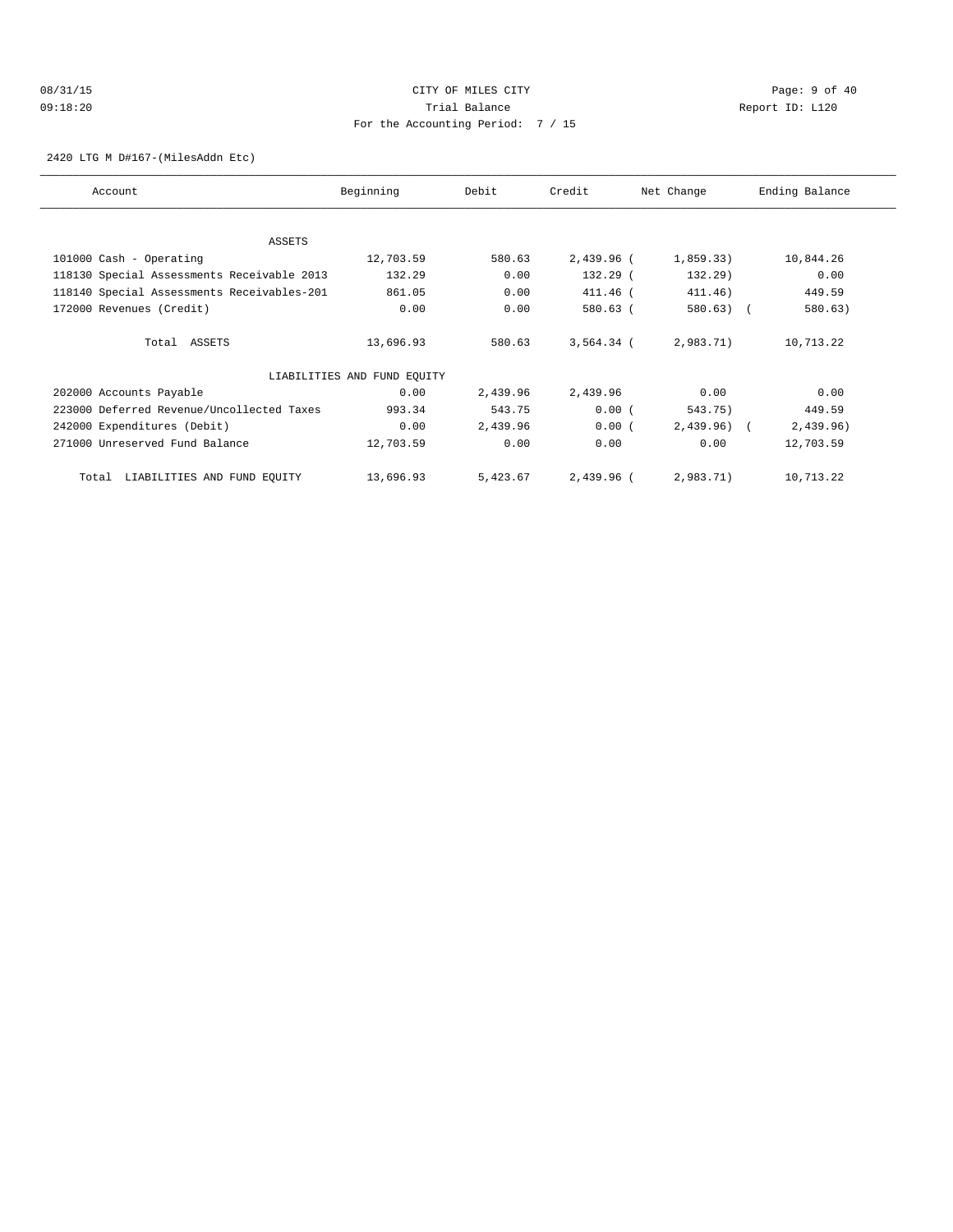CITY OF MILES CITY

Trial Balance

For the Accounting Period: 7 / 15

2420 LTG M D#167-(MilesAddn Etc)

| Account | Beginning | Debit | Credit | Net Change | Ending Balance |
|---|---|---|---|---|---|
| ASSETS | | | | | |
| 101000 Cash - Operating | 12,703.59 | 580.63 | 2,439.96 | (1,859.33) | 10,844.26 |
| 118130 Special Assessments Receivable 2013 | 132.29 | 0.00 | 132.29 | (132.29) | 0.00 |
| 118140 Special Assessments Receivables-201 | 861.05 | 0.00 | 411.46 | (411.46) | 449.59 |
| 172000 Revenues (Credit) | 0.00 | 0.00 | 580.63 | (580.63) | (580.63) |
| Total ASSETS | 13,696.93 | 580.63 | 3,564.34 | (2,983.71) | 10,713.22 |
| LIABILITIES AND FUND EQUITY | | | | | |
| 202000 Accounts Payable | 0.00 | 2,439.96 | 2,439.96 | 0.00 | 0.00 |
| 223000 Deferred Revenue/Uncollected Taxes | 993.34 | 543.75 | 0.00 | (543.75) | 449.59 |
| 242000 Expenditures (Debit) | 0.00 | 2,439.96 | 0.00 | (2,439.96) | (2,439.96) |
| 271000 Unreserved Fund Balance | 12,703.59 | 0.00 | 0.00 | 0.00 | 12,703.59 |
| Total LIABILITIES AND FUND EQUITY | 13,696.93 | 5,423.67 | 2,439.96 | (2,983.71) | 10,713.22 |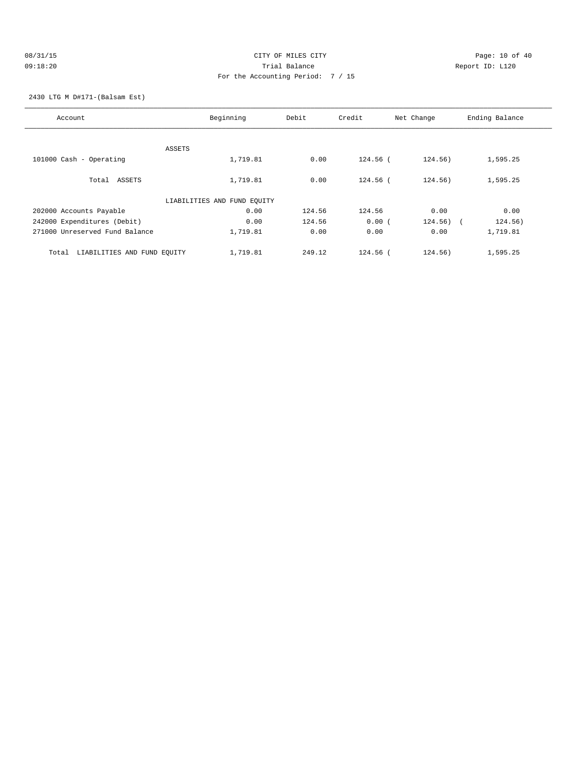CITY OF MILES CITY
Trial Balance
For the Accounting Period: 7 / 15

08/31/15
09:18:20

Report ID: L120

2430 LTG M D#171-(Balsam Est)

| Account | Beginning | Debit | Credit | Net Change | Ending Balance |
|---|---|---|---|---|---|
| ASSETS | | | | | |
| 101000 Cash - Operating | 1,719.81 | 0.00 | 124.56 | (124.56) | 1,595.25 |
| Total ASSETS | 1,719.81 | 0.00 | 124.56 | (124.56) | 1,595.25 |
| LIABILITIES AND FUND EQUITY | | | | | |
| 202000 Accounts Payable | 0.00 | 124.56 | 124.56 | 0.00 | 0.00 |
| 242000 Expenditures (Debit) | 0.00 | 124.56 | 0.00 | (124.56) | (124.56) |
| 271000 Unreserved Fund Balance | 1,719.81 | 0.00 | 0.00 | 0.00 | 1,719.81 |
| Total LIABILITIES AND FUND EQUITY | 1,719.81 | 249.12 | 124.56 | (124.56) | 1,595.25 |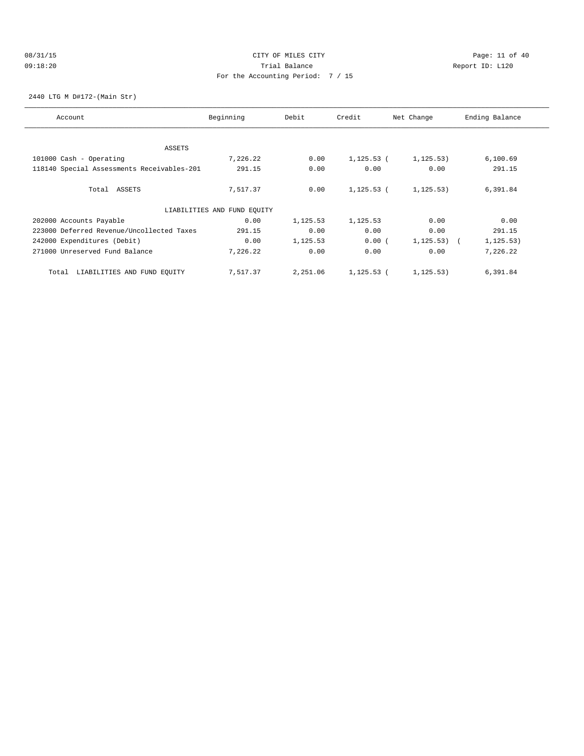CITY OF MILES CITY
Trial Balance
For the Accounting Period: 7 / 15

08/31/15
09:18:20

Report ID: L120

2440 LTG M D#172-(Main Str)

| Account | Beginning | Debit | Credit | Net Change | Ending Balance |
|---|---|---|---|---|---|
| ASSETS | | | | | |
| 101000 Cash - Operating | 7,226.22 | 0.00 | 1,125.53 | ( 1,125.53) | 6,100.69 |
| 118140 Special Assessments Receivables-201 | 291.15 | 0.00 | 0.00 | 0.00 | 291.15 |
| Total ASSETS | 7,517.37 | 0.00 | 1,125.53 | ( 1,125.53) | 6,391.84 |
| LIABILITIES AND FUND EQUITY | | | | | |
| 202000 Accounts Payable | 0.00 | 1,125.53 | 1,125.53 | 0.00 | 0.00 |
| 223000 Deferred Revenue/Uncollected Taxes | 291.15 | 0.00 | 0.00 | 0.00 | 291.15 |
| 242000 Expenditures (Debit) | 0.00 | 1,125.53 | 0.00 | ( 1,125.53) | ( 1,125.53) |
| 271000 Unreserved Fund Balance | 7,226.22 | 0.00 | 0.00 | 0.00 | 7,226.22 |
| Total LIABILITIES AND FUND EQUITY | 7,517.37 | 2,251.06 | 1,125.53 | ( 1,125.53) | 6,391.84 |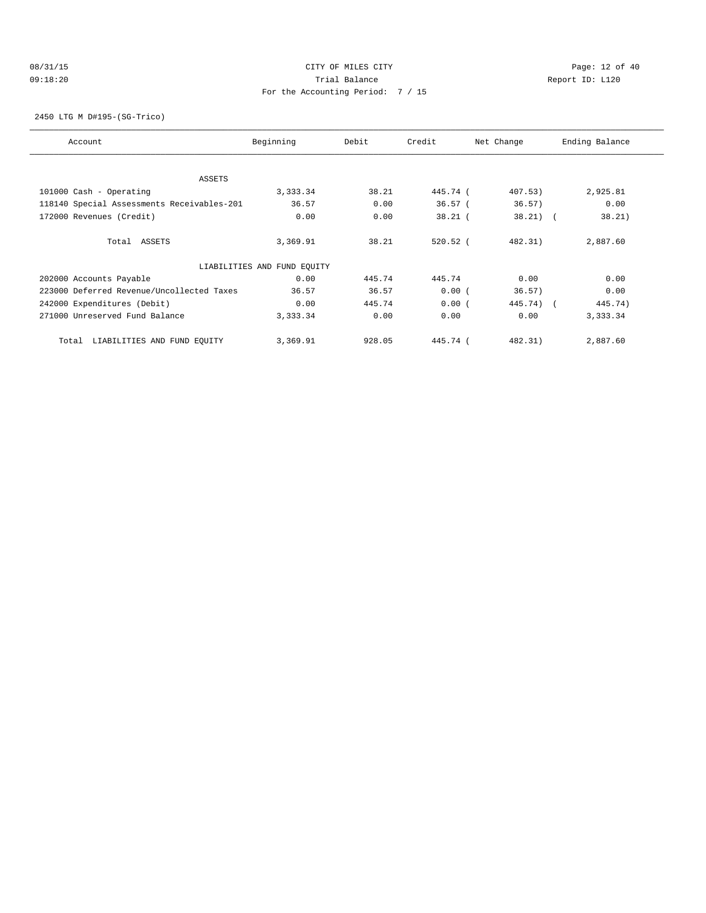CITY OF MILES CITY
Trial Balance
For the Accounting Period: 7 / 15

08/31/15
09:18:20

Report ID: L120

2450 LTG M D#195-(SG-Trico)

| Account | Beginning | Debit | Credit | Net Change | Ending Balance |
|---|---|---|---|---|---|
| ASSETS | | | | | |
| 101000 Cash - Operating | 3,333.34 | 38.21 | 445.74 | ( 407.53) | 2,925.81 |
| 118140 Special Assessments Receivables-201 | 36.57 | 0.00 | 36.57 | ( 36.57) | 0.00 |
| 172000 Revenues (Credit) | 0.00 | 0.00 | 38.21 | ( 38.21) | ( 38.21) |
| Total ASSETS | 3,369.91 | 38.21 | 520.52 | ( 482.31) | 2,887.60 |
| LIABILITIES AND FUND EQUITY | | | | | |
| 202000 Accounts Payable | 0.00 | 445.74 | 445.74 | 0.00 | 0.00 |
| 223000 Deferred Revenue/Uncollected Taxes | 36.57 | 36.57 | 0.00 | ( 36.57) | 0.00 |
| 242000 Expenditures (Debit) | 0.00 | 445.74 | 0.00 | ( 445.74) | ( 445.74) |
| 271000 Unreserved Fund Balance | 3,333.34 | 0.00 | 0.00 | 0.00 | 3,333.34 |
| Total LIABILITIES AND FUND EQUITY | 3,369.91 | 928.05 | 445.74 | ( 482.31) | 2,887.60 |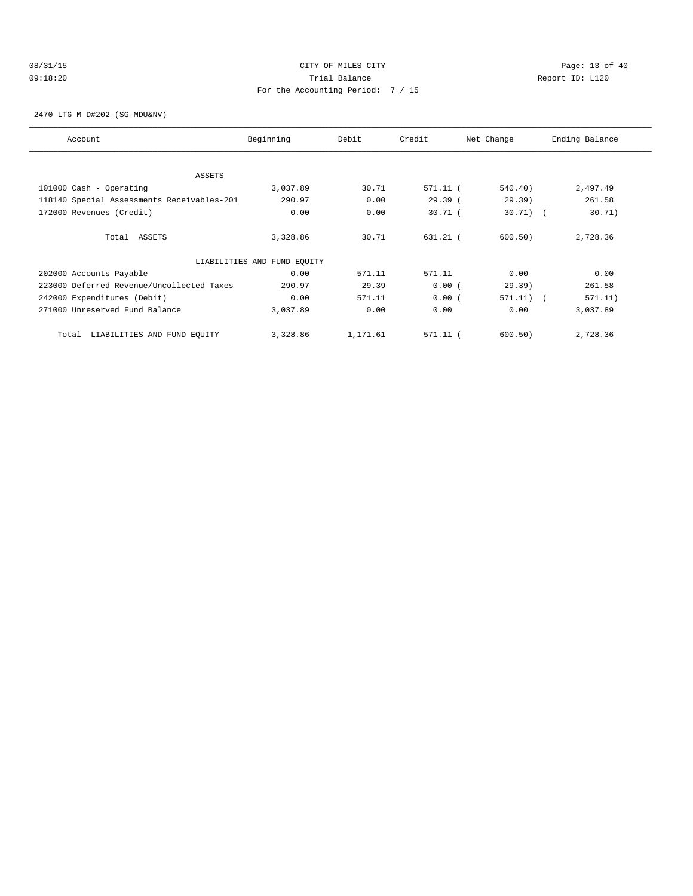CITY OF MILES CITY
Trial Balance
For the Accounting Period: 7 / 15

08/31/15
09:18:20

Report ID: L120

2470 LTG M D#202-(SG-MDU&NV)

| Account | Beginning | Debit | Credit | Net Change | Ending Balance |
|---|---|---|---|---|---|
| ASSETS | | | | | |
| 101000 Cash - Operating | 3,037.89 | 30.71 | 571.11 | ( 540.40) | 2,497.49 |
| 118140 Special Assessments Receivables-201 | 290.97 | 0.00 | 29.39 | ( 29.39) | 261.58 |
| 172000 Revenues (Credit) | 0.00 | 0.00 | 30.71 | ( 30.71) | ( 30.71) |
| Total ASSETS | 3,328.86 | 30.71 | 631.21 | ( 600.50) | 2,728.36 |
| LIABILITIES AND FUND EQUITY | | | | | |
| 202000 Accounts Payable | 0.00 | 571.11 | 571.11 | 0.00 | 0.00 |
| 223000 Deferred Revenue/Uncollected Taxes | 290.97 | 29.39 | 0.00 | ( 29.39) | 261.58 |
| 242000 Expenditures (Debit) | 0.00 | 571.11 | 0.00 | ( 571.11) | ( 571.11) |
| 271000 Unreserved Fund Balance | 3,037.89 | 0.00 | 0.00 | 0.00 | 3,037.89 |
| Total LIABILITIES AND FUND EQUITY | 3,328.86 | 1,171.61 | 571.11 | ( 600.50) | 2,728.36 |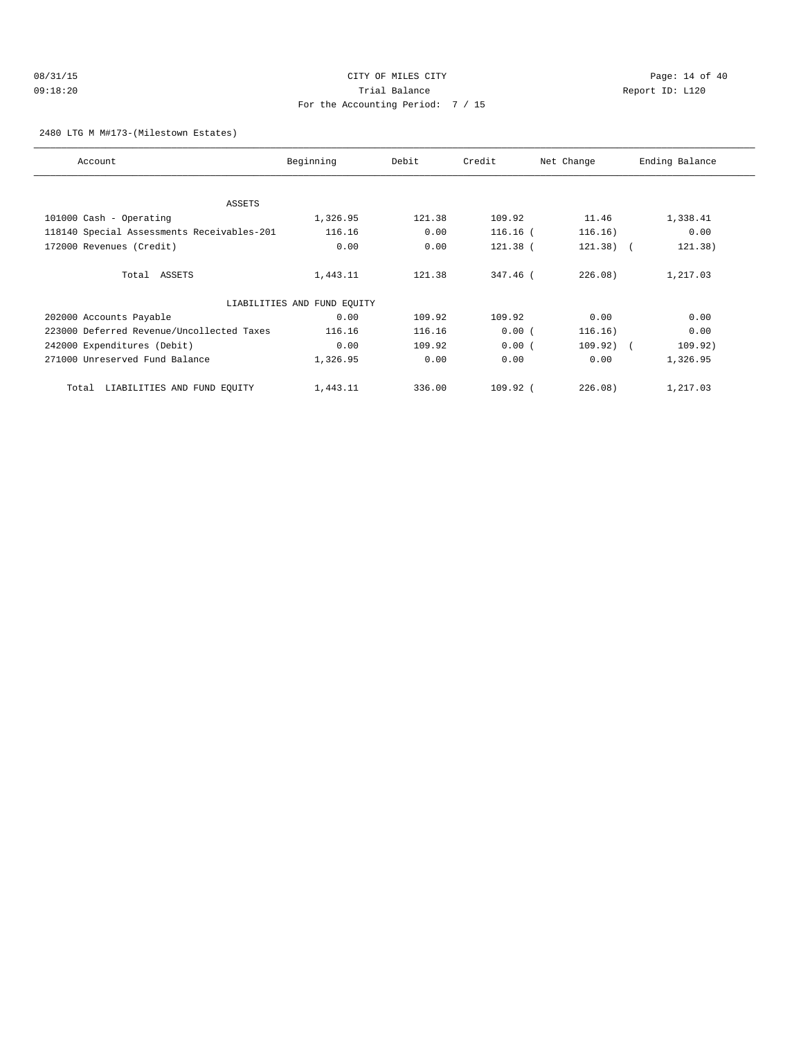CITY OF MILES CITY

Trial Balance

For the Accounting Period: 7 / 15

08/31/15 09:18:20 Report ID: L120

2480 LTG M M#173-(Milestown Estates)

| Account | Beginning | Debit | Credit | Net Change | Ending Balance |
|---|---|---|---|---|---|
| ASSETS | | | | | |
| 101000 Cash - Operating | 1,326.95 | 121.38 | 109.92 | 11.46 | 1,338.41 |
| 118140 Special Assessments Receivables-201 | 116.16 | 0.00 | 116.16 | (116.16) | 0.00 |
| 172000 Revenues (Credit) | 0.00 | 0.00 | 121.38 | (121.38) | (121.38) |
| Total ASSETS | 1,443.11 | 121.38 | 347.46 | (226.08) | 1,217.03 |
| LIABILITIES AND FUND EQUITY | | | | | |
| 202000 Accounts Payable | 0.00 | 109.92 | 109.92 | 0.00 | 0.00 |
| 223000 Deferred Revenue/Uncollected Taxes | 116.16 | 116.16 | 0.00 | (116.16) | 0.00 |
| 242000 Expenditures (Debit) | 0.00 | 109.92 | 0.00 | (109.92) | (109.92) |
| 271000 Unreserved Fund Balance | 1,326.95 | 0.00 | 0.00 | 0.00 | 1,326.95 |
| Total LIABILITIES AND FUND EQUITY | 1,443.11 | 336.00 | 109.92 | (226.08) | 1,217.03 |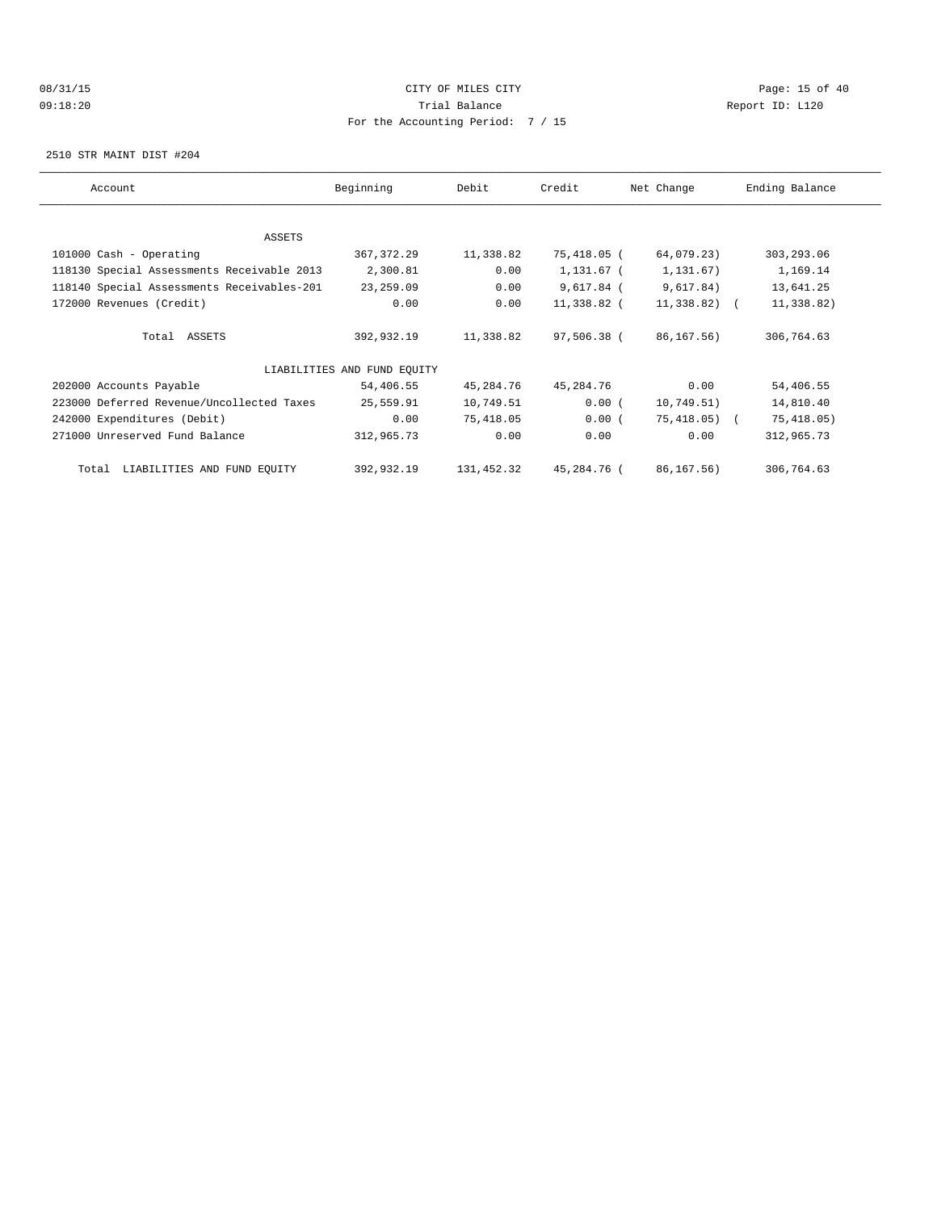CITY OF MILES CITY

Trial Balance

For the Accounting Period: 7 / 15

2510 STR MAINT DIST #204

| Account | Beginning | Debit | Credit | Net Change | Ending Balance |
|---|---|---|---|---|---|
| ASSETS | | | | | |
| 101000 Cash - Operating | 367,372.29 | 11,338.82 | 75,418.05 | (64,079.23) | 303,293.06 |
| 118130 Special Assessments Receivable 2013 | 2,300.81 | 0.00 | 1,131.67 | (1,131.67) | 1,169.14 |
| 118140 Special Assessments Receivables-201 | 23,259.09 | 0.00 | 9,617.84 | (9,617.84) | 13,641.25 |
| 172000 Revenues (Credit) | 0.00 | 0.00 | 11,338.82 | (11,338.82) | (11,338.82) |
| Total ASSETS | 392,932.19 | 11,338.82 | 97,506.38 | (86,167.56) | 306,764.63 |
| LIABILITIES AND FUND EQUITY | | | | | |
| 202000 Accounts Payable | 54,406.55 | 45,284.76 | 45,284.76 | 0.00 | 54,406.55 |
| 223000 Deferred Revenue/Uncollected Taxes | 25,559.91 | 10,749.51 | 0.00 | (10,749.51) | 14,810.40 |
| 242000 Expenditures (Debit) | 0.00 | 75,418.05 | 0.00 | (75,418.05) | (75,418.05) |
| 271000 Unreserved Fund Balance | 312,965.73 | 0.00 | 0.00 | 0.00 | 312,965.73 |
| Total LIABILITIES AND FUND EQUITY | 392,932.19 | 131,452.32 | 45,284.76 | (86,167.56) | 306,764.63 |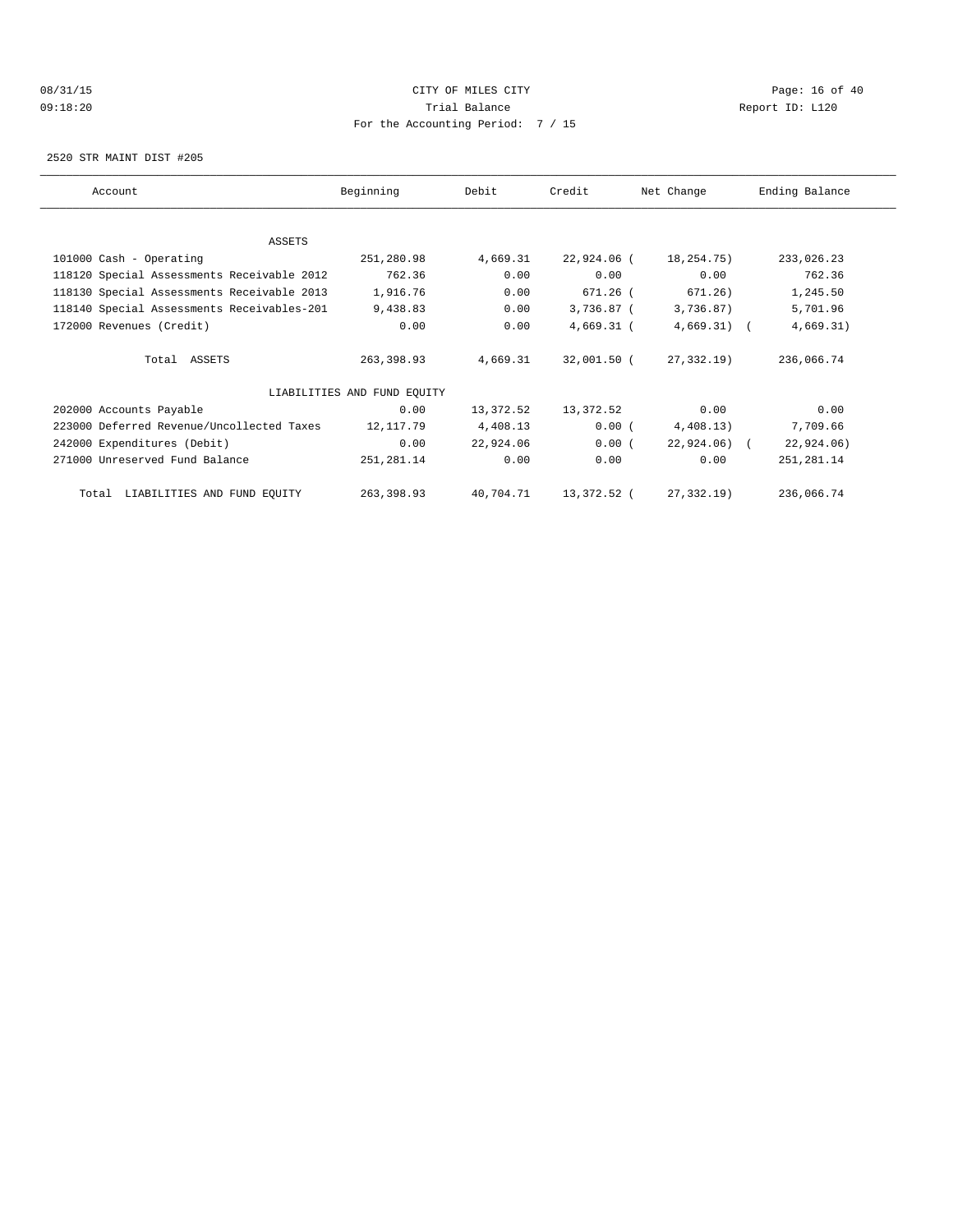08/31/15 CITY OF MILES CITY
09:18:20 Trial Balance Report ID: L120
For the Accounting Period: 7 / 15

2520 STR MAINT DIST #205

| Account | Beginning | Debit | Credit | Net Change | Ending Balance |
|---|---|---|---|---|---|
| ASSETS | | | | | |
| 101000 Cash - Operating | 251,280.98 | 4,669.31 | 22,924.06 | ( 18,254.75) | 233,026.23 |
| 118120 Special Assessments Receivable 2012 | 762.36 | 0.00 | 0.00 | 0.00 | 762.36 |
| 118130 Special Assessments Receivable 2013 | 1,916.76 | 0.00 | 671.26 | ( 671.26) | 1,245.50 |
| 118140 Special Assessments Receivables-201 | 9,438.83 | 0.00 | 3,736.87 | ( 3,736.87) | 5,701.96 |
| 172000 Revenues (Credit) | 0.00 | 0.00 | 4,669.31 | ( 4,669.31) | ( 4,669.31) |
| Total ASSETS | 263,398.93 | 4,669.31 | 32,001.50 | ( 27,332.19) | 236,066.74 |
| LIABILITIES AND FUND EQUITY | | | | | |
| 202000 Accounts Payable | 0.00 | 13,372.52 | 13,372.52 | 0.00 | 0.00 |
| 223000 Deferred Revenue/Uncollected Taxes | 12,117.79 | 4,408.13 | 0.00 | ( 4,408.13) | 7,709.66 |
| 242000 Expenditures (Debit) | 0.00 | 22,924.06 | 0.00 | ( 22,924.06) | ( 22,924.06) |
| 271000 Unreserved Fund Balance | 251,281.14 | 0.00 | 0.00 | 0.00 | 251,281.14 |
| Total LIABILITIES AND FUND EQUITY | 263,398.93 | 40,704.71 | 13,372.52 | ( 27,332.19) | 236,066.74 |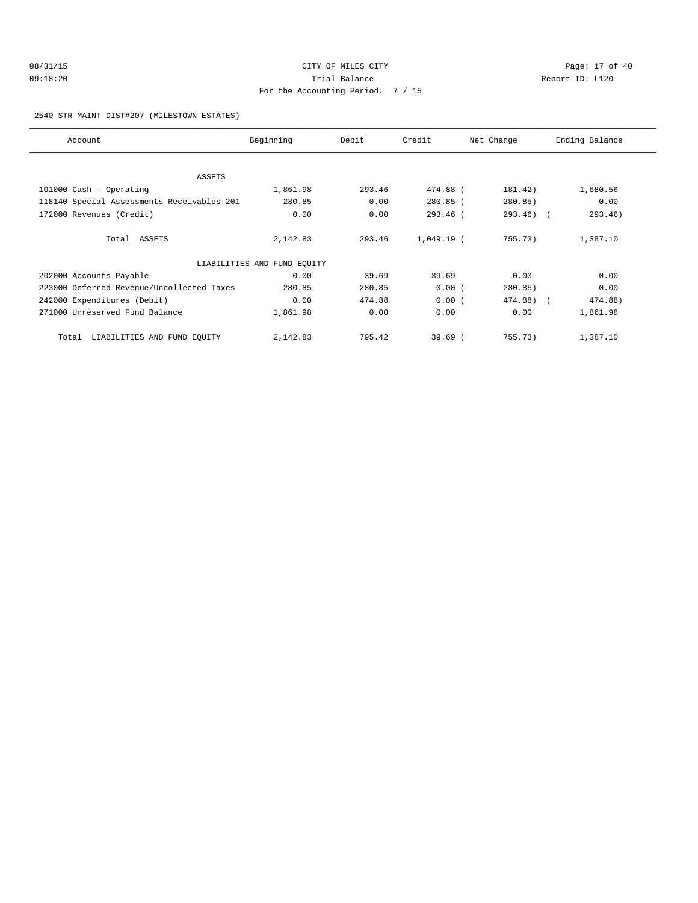CITY OF MILES CITY
Trial Balance
For the Accounting Period: 7 / 15

08/31/15
09:18:20

Report ID: L120

2540 STR MAINT DIST#207-(MILESTOWN ESTATES)

| Account | Beginning | Debit | Credit | Net Change | Ending Balance |
|---|---|---|---|---|---|
| ASSETS | | | | | |
| 101000 Cash - Operating | 1,861.98 | 293.46 | 474.88 | ( 181.42) | 1,680.56 |
| 118140 Special Assessments Receivables-201 | 280.85 | 0.00 | 280.85 | ( 280.85) | 0.00 |
| 172000 Revenues (Credit) | 0.00 | 0.00 | 293.46 | ( 293.46) | ( 293.46) |
| Total ASSETS | 2,142.83 | 293.46 | 1,049.19 | ( 755.73) | 1,387.10 |
| LIABILITIES AND FUND EQUITY | | | | | |
| 202000 Accounts Payable | 0.00 | 39.69 | 39.69 | 0.00 | 0.00 |
| 223000 Deferred Revenue/Uncollected Taxes | 280.85 | 280.85 | 0.00 | ( 280.85) | 0.00 |
| 242000 Expenditures (Debit) | 0.00 | 474.88 | 0.00 | ( 474.88) | ( 474.88) |
| 271000 Unreserved Fund Balance | 1,861.98 | 0.00 | 0.00 | 0.00 | 1,861.98 |
| Total LIABILITIES AND FUND EQUITY | 2,142.83 | 795.42 | 39.69 | ( 755.73) | 1,387.10 |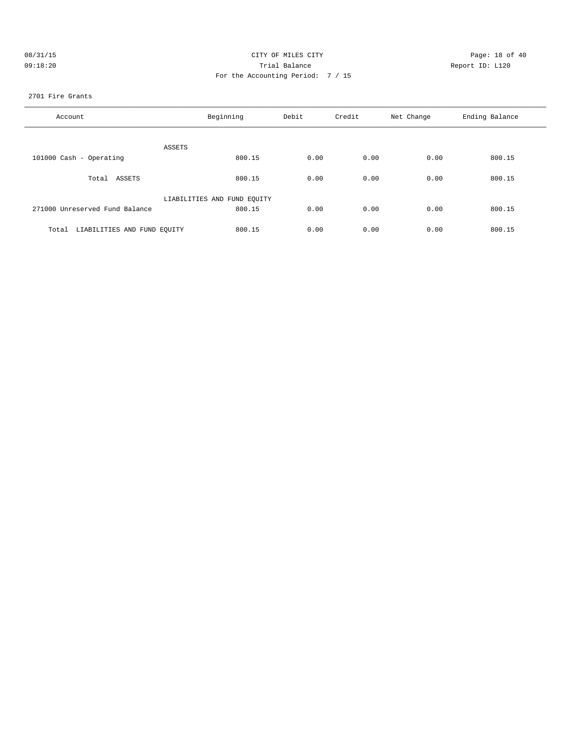CITY OF MILES CITY

Trial Balance

For the Accounting Period: 7 / 15

08/31/15 09:18:20 Report ID: L120

2701 Fire Grants

| Account | Beginning | Debit | Credit | Net Change | Ending Balance |
|---|---|---|---|---|---|
| ASSETS | | | | | |
| 101000 Cash - Operating | 800.15 | 0.00 | 0.00 | 0.00 | 800.15 |
| Total ASSETS | 800.15 | 0.00 | 0.00 | 0.00 | 800.15 |
| LIABILITIES AND FUND EQUITY | | | | | |
| 271000 Unreserved Fund Balance | 800.15 | 0.00 | 0.00 | 0.00 | 800.15 |
| Total LIABILITIES AND FUND EQUITY | 800.15 | 0.00 | 0.00 | 0.00 | 800.15 |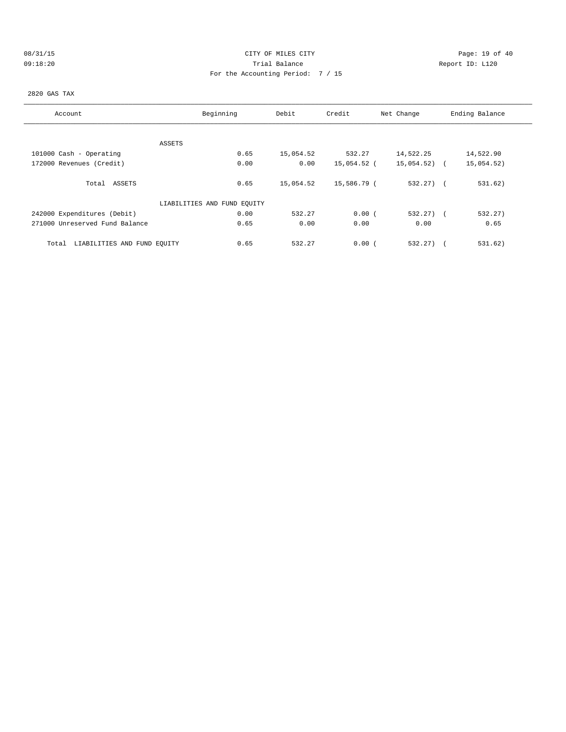CITY OF MILES CITY

Trial Balance

For the Accounting Period: 7 / 15

08/31/15 09:18:20 Report ID: L120

2820 GAS TAX

| Account | Beginning | Debit | Credit | Net Change | Ending Balance |
|---|---|---|---|---|---|
| ASSETS | | | | | |
| 101000 Cash - Operating | 0.65 | 15,054.52 | 532.27 | 14,522.25 | 14,522.90 |
| 172000 Revenues (Credit) | 0.00 | 0.00 | 15,054.52 | (15,054.52) | (15,054.52) |
| Total ASSETS | 0.65 | 15,054.52 | 15,586.79 | (532.27) | (531.62) |
| LIABILITIES AND FUND EQUITY | | | | | |
| 242000 Expenditures (Debit) | 0.00 | 532.27 | 0.00 | (532.27) | (532.27) |
| 271000 Unreserved Fund Balance | 0.65 | 0.00 | 0.00 | 0.00 | 0.65 |
| Total LIABILITIES AND FUND EQUITY | 0.65 | 532.27 | 0.00 | (532.27) | (531.62) |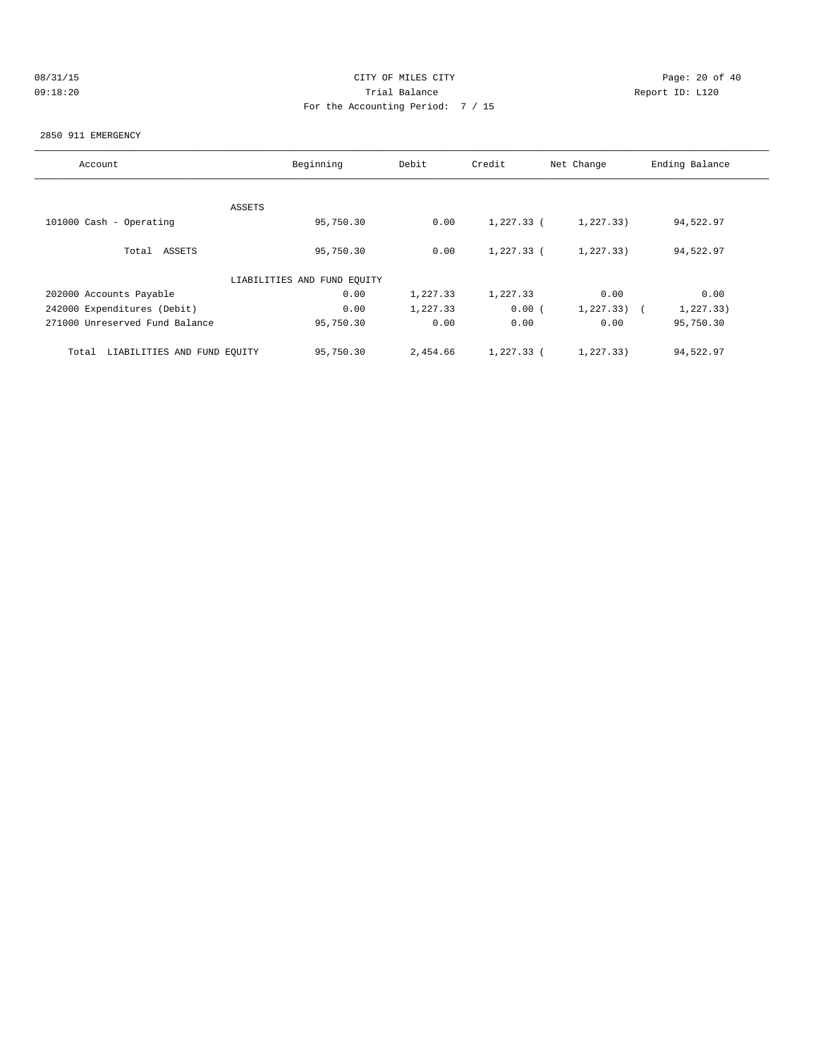CITY OF MILES CITY
Trial Balance
For the Accounting Period: 7 / 15

08/31/15
09:18:20

Report ID: L120

2850 911 EMERGENCY

| Account | Beginning | Debit | Credit | Net Change | Ending Balance |
|---|---|---|---|---|---|
| ASSETS | | | | | |
| 101000 Cash - Operating | 95,750.30 | 0.00 | 1,227.33 | ( 1,227.33) | 94,522.97 |
| Total ASSETS | 95,750.30 | 0.00 | 1,227.33 | ( 1,227.33) | 94,522.97 |
| LIABILITIES AND FUND EQUITY | | | | | |
| 202000 Accounts Payable | 0.00 | 1,227.33 | 1,227.33 | 0.00 | 0.00 |
| 242000 Expenditures (Debit) | 0.00 | 1,227.33 | 0.00 | ( 1,227.33) | ( 1,227.33) |
| 271000 Unreserved Fund Balance | 95,750.30 | 0.00 | 0.00 | 0.00 | 95,750.30 |
| Total LIABILITIES AND FUND EQUITY | 95,750.30 | 2,454.66 | 1,227.33 | ( 1,227.33) | 94,522.97 |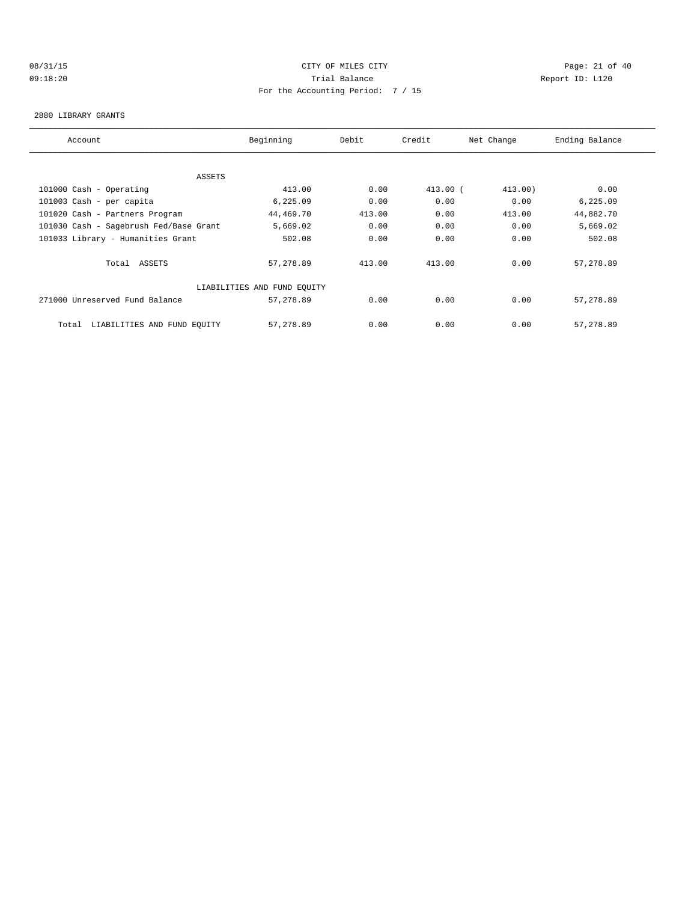CITY OF MILES CITY

Trial Balance

For the Accounting Period: 7 / 15

08/31/15
09:18:20

Report ID: L120

2880 LIBRARY GRANTS

| Account | Beginning | Debit | Credit | Net Change | Ending Balance |
|---|---|---|---|---|---|
| ASSETS | | | | | |
| 101000 Cash - Operating | 413.00 | 0.00 | 413.00 | (413.00) | 0.00 |
| 101003 Cash - per capita | 6,225.09 | 0.00 | 0.00 | 0.00 | 6,225.09 |
| 101020 Cash - Partners Program | 44,469.70 | 413.00 | 0.00 | 413.00 | 44,882.70 |
| 101030 Cash - Sagebrush Fed/Base Grant | 5,669.02 | 0.00 | 0.00 | 0.00 | 5,669.02 |
| 101033 Library - Humanities Grant | 502.08 | 0.00 | 0.00 | 0.00 | 502.08 |
| Total ASSETS | 57,278.89 | 413.00 | 413.00 | 0.00 | 57,278.89 |
| LIABILITIES AND FUND EQUITY | | | | | |
| 271000 Unreserved Fund Balance | 57,278.89 | 0.00 | 0.00 | 0.00 | 57,278.89 |
| Total LIABILITIES AND FUND EQUITY | 57,278.89 | 0.00 | 0.00 | 0.00 | 57,278.89 |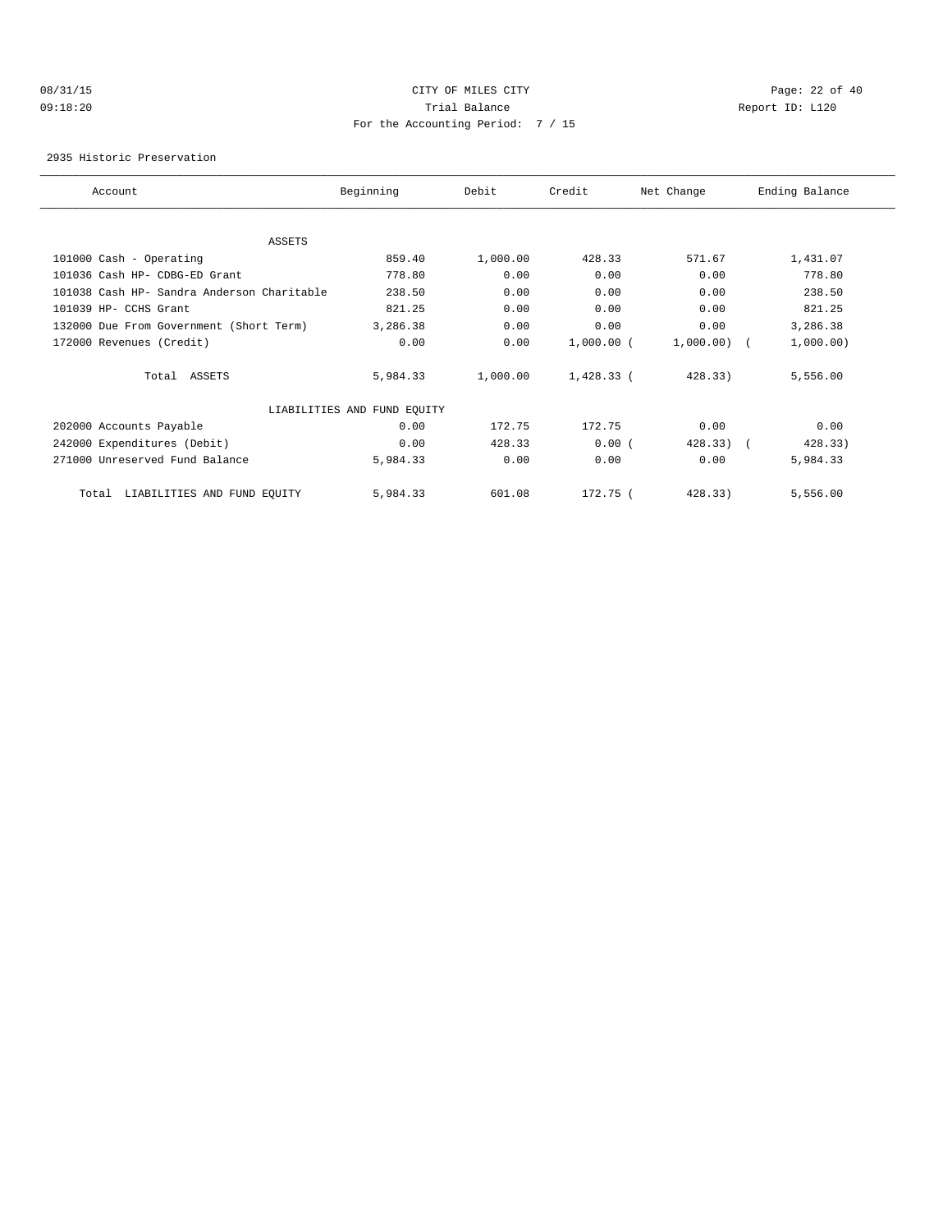CITY OF MILES CITY
Trial Balance
For the Accounting Period: 7 / 15

08/31/15
09:18:20

Report ID: L120

2935 Historic Preservation

| Account | Beginning | Debit | Credit | Net Change | Ending Balance |
|---|---|---|---|---|---|
| ASSETS | | | | | |
| 101000 Cash - Operating | 859.40 | 1,000.00 | 428.33 | 571.67 | 1,431.07 |
| 101036 Cash HP- CDBG-ED Grant | 778.80 | 0.00 | 0.00 | 0.00 | 778.80 |
| 101038 Cash HP- Sandra Anderson Charitable | 238.50 | 0.00 | 0.00 | 0.00 | 238.50 |
| 101039 HP- CCHS Grant | 821.25 | 0.00 | 0.00 | 0.00 | 821.25 |
| 132000 Due From Government (Short Term) | 3,286.38 | 0.00 | 0.00 | 0.00 | 3,286.38 |
| 172000 Revenues (Credit) | 0.00 | 0.00 | 1,000.00 | (1,000.00) | (1,000.00) |
| Total ASSETS | 5,984.33 | 1,000.00 | 1,428.33 | (428.33) | 5,556.00 |
| LIABILITIES AND FUND EQUITY | | | | | |
| 202000 Accounts Payable | 0.00 | 172.75 | 172.75 | 0.00 | 0.00 |
| 242000 Expenditures (Debit) | 0.00 | 428.33 | 0.00 | (428.33) | (428.33) |
| 271000 Unreserved Fund Balance | 5,984.33 | 0.00 | 0.00 | 0.00 | 5,984.33 |
| Total LIABILITIES AND FUND EQUITY | 5,984.33 | 601.08 | 172.75 | (428.33) | 5,556.00 |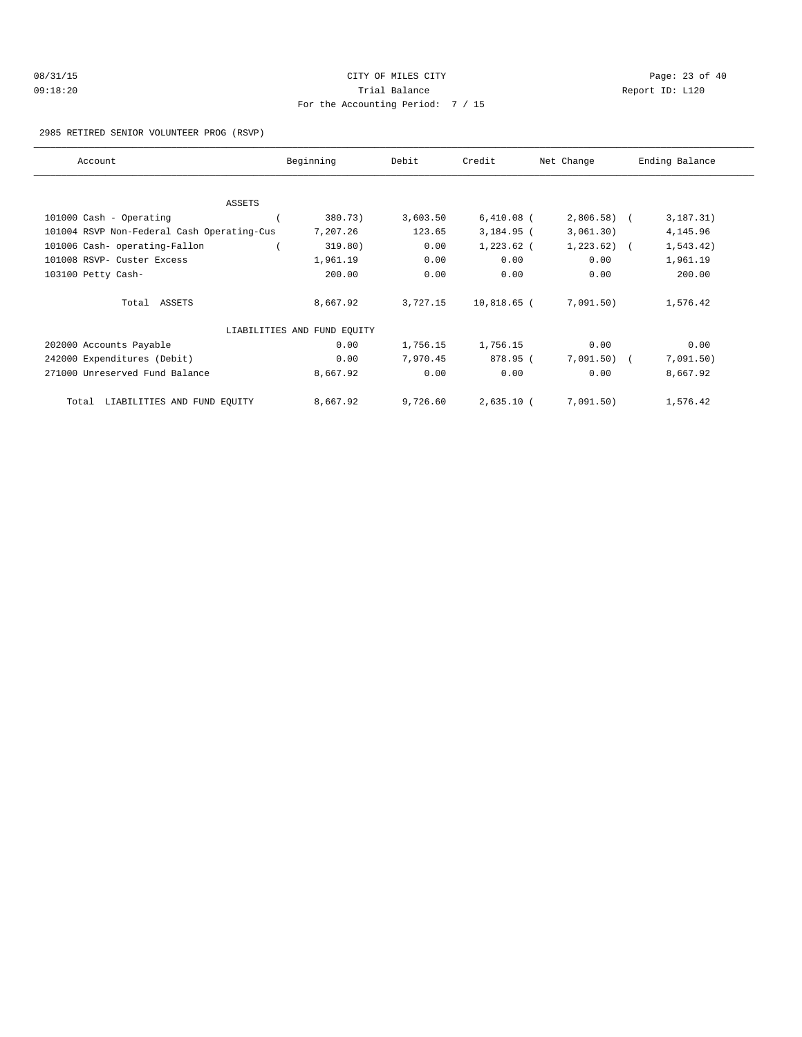CITY OF MILES CITY
Trial Balance
For the Accounting Period: 7 / 15

08/31/15
09:18:20

Report ID: L120

2985 RETIRED SENIOR VOLUNTEER PROG (RSVP)

| Account | Beginning | Debit | Credit | Net Change | Ending Balance |
|---|---|---|---|---|---|
| ASSETS | | | | | |
| 101000 Cash - Operating | ( 380.73) | 3,603.50 | 6,410.08 | ( 2,806.58) | ( 3,187.31) |
| 101004 RSVP Non-Federal Cash Operating-Cus | 7,207.26 | 123.65 | 3,184.95 | ( 3,061.30) | 4,145.96 |
| 101006 Cash- operating-Fallon | ( 319.80) | 0.00 | 1,223.62 | ( 1,223.62) | ( 1,543.42) |
| 101008 RSVP- Custer Excess | 1,961.19 | 0.00 | 0.00 | 0.00 | 1,961.19 |
| 103100 Petty Cash- | 200.00 | 0.00 | 0.00 | 0.00 | 200.00 |
| Total ASSETS | 8,667.92 | 3,727.15 | 10,818.65 | ( 7,091.50) | 1,576.42 |
| LIABILITIES AND FUND EQUITY | | | | | |
| 202000 Accounts Payable | 0.00 | 1,756.15 | 1,756.15 | 0.00 | 0.00 |
| 242000 Expenditures (Debit) | 0.00 | 7,970.45 | 878.95 | ( 7,091.50) | ( 7,091.50) |
| 271000 Unreserved Fund Balance | 8,667.92 | 0.00 | 0.00 | 0.00 | 8,667.92 |
| Total LIABILITIES AND FUND EQUITY | 8,667.92 | 9,726.60 | 2,635.10 | ( 7,091.50) | 1,576.42 |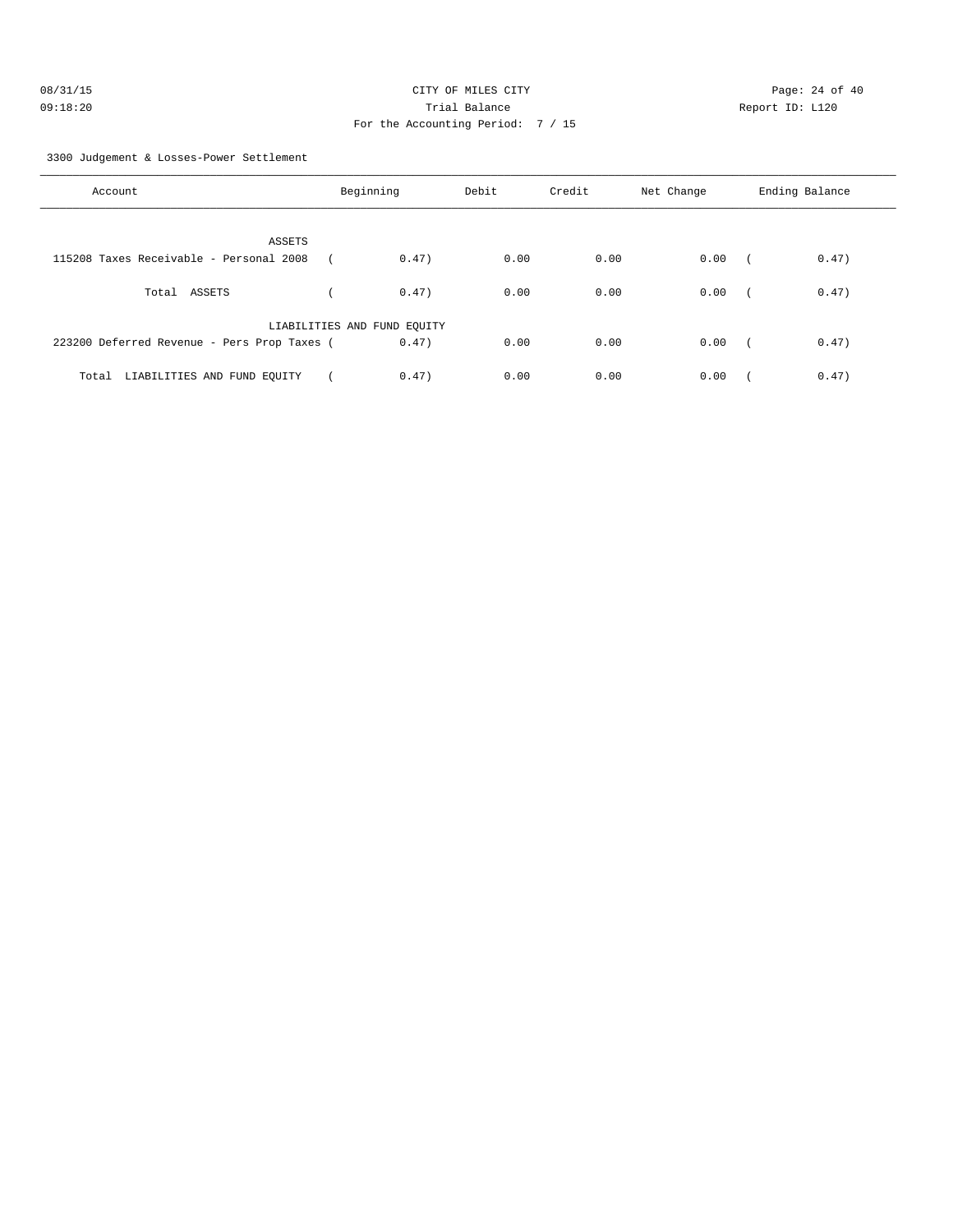CITY OF MILES CITY
Trial Balance
For the Accounting Period: 7 / 15

08/31/15
09:18:20

Report ID: L120

3300 Judgement & Losses-Power Settlement

| Account | Beginning | Debit | Credit | Net Change | Ending Balance |
|---|---|---|---|---|---|
| ASSETS | | | | | |
| 115208 Taxes Receivable - Personal 2008 | ( 0.47) | 0.00 | 0.00 | 0.00 | ( 0.47) |
| Total ASSETS | ( 0.47) | 0.00 | 0.00 | 0.00 | ( 0.47) |
| LIABILITIES AND FUND EQUITY | | | | | |
| 223200 Deferred Revenue - Pers Prop Taxes | ( 0.47) | 0.00 | 0.00 | 0.00 | ( 0.47) |
| Total LIABILITIES AND FUND EQUITY | ( 0.47) | 0.00 | 0.00 | 0.00 | ( 0.47) |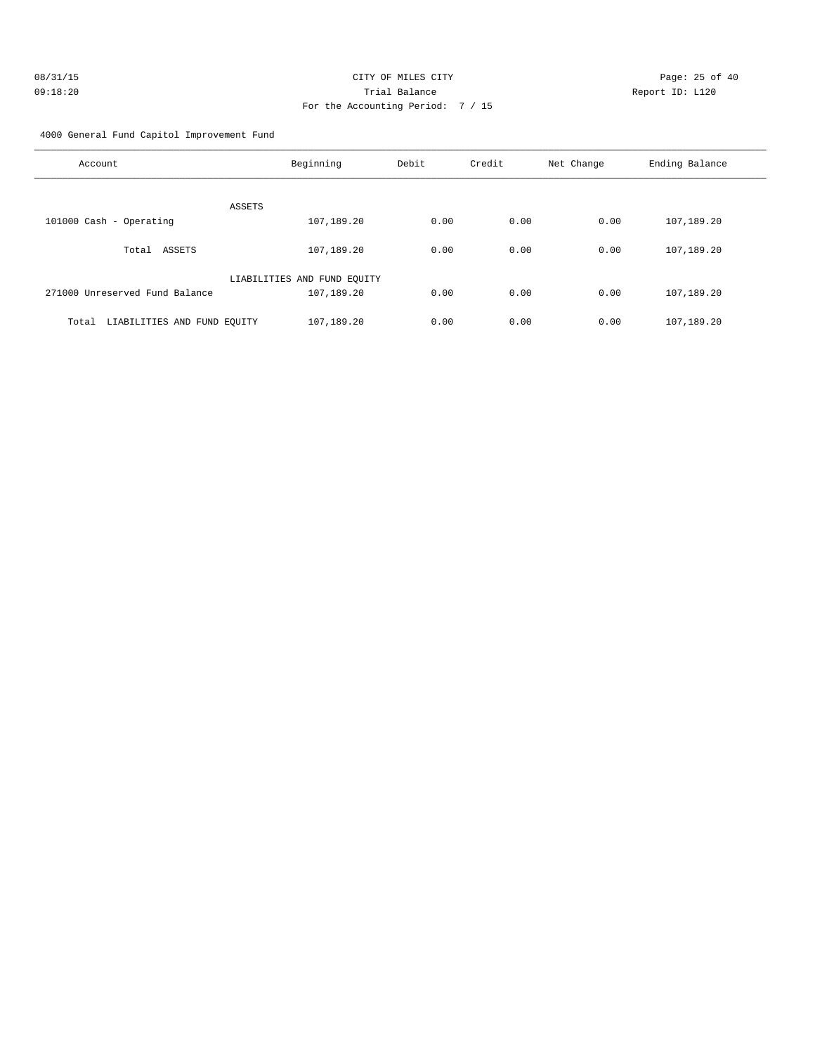CITY OF MILES CITY
Trial Balance
For the Accounting Period: 7 / 15

08/31/15 09:18:20 Report ID: L120

4000 General Fund Capitol Improvement Fund

| Account | Beginning | Debit | Credit | Net Change | Ending Balance |
|---|---|---|---|---|---|
| ASSETS | | | | | |
| 101000 Cash - Operating | 107,189.20 | 0.00 | 0.00 | 0.00 | 107,189.20 |
| Total ASSETS | 107,189.20 | 0.00 | 0.00 | 0.00 | 107,189.20 |
| LIABILITIES AND FUND EQUITY | | | | | |
| 271000 Unreserved Fund Balance | 107,189.20 | 0.00 | 0.00 | 0.00 | 107,189.20 |
| Total LIABILITIES AND FUND EQUITY | 107,189.20 | 0.00 | 0.00 | 0.00 | 107,189.20 |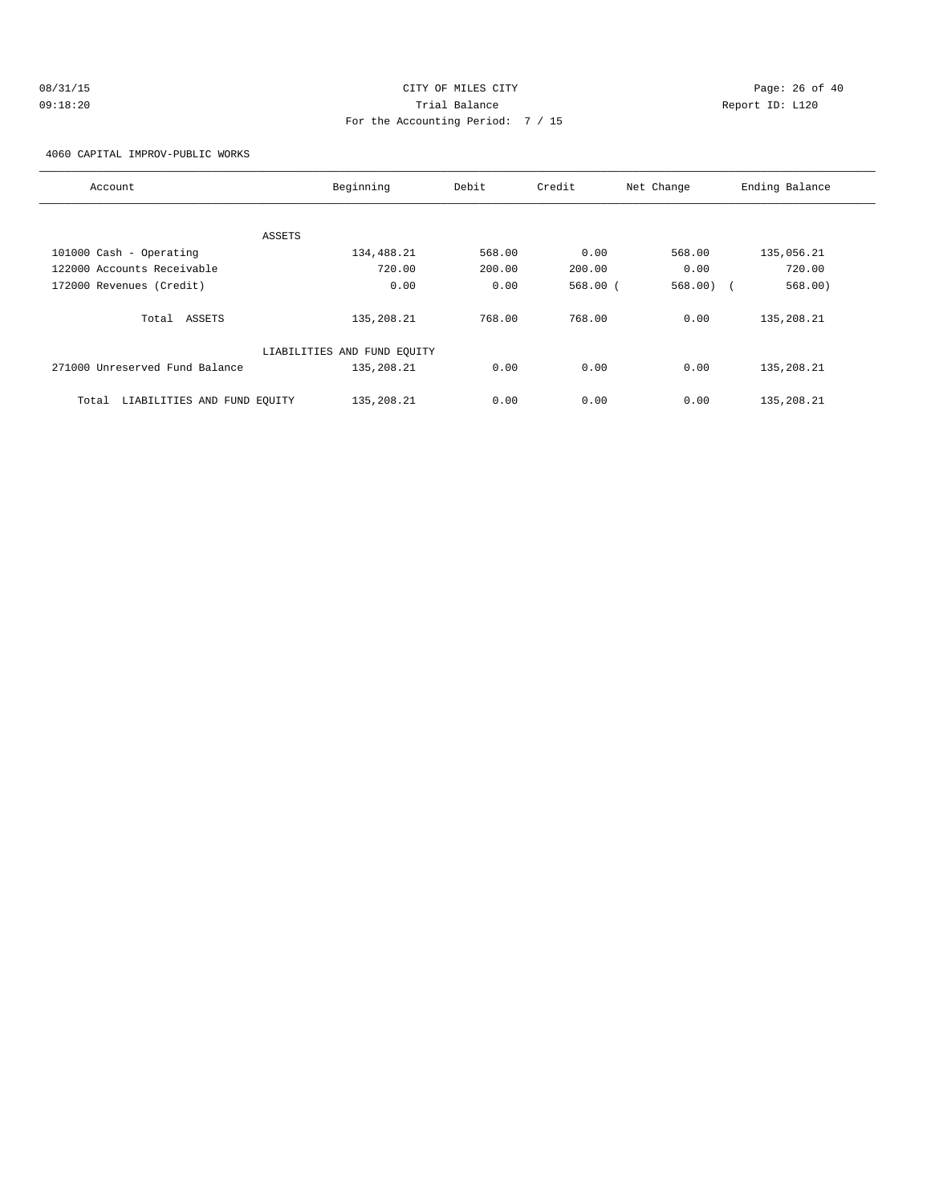CITY OF MILES CITY
Trial Balance
For the Accounting Period: 7 / 15

08/31/15
09:18:20

Report ID: L120

4060 CAPITAL IMPROV-PUBLIC WORKS

| Account | Beginning | Debit | Credit | Net Change | Ending Balance |
|---|---|---|---|---|---|
| ASSETS | | | | | |
| 101000 Cash - Operating | 134,488.21 | 568.00 | 0.00 | 568.00 | 135,056.21 |
| 122000 Accounts Receivable | 720.00 | 200.00 | 200.00 | 0.00 | 720.00 |
| 172000 Revenues (Credit) | 0.00 | 0.00 | 568.00 | ( 568.00) | ( 568.00) |
| Total ASSETS | 135,208.21 | 768.00 | 768.00 | 0.00 | 135,208.21 |
| LIABILITIES AND FUND EQUITY | | | | | |
| 271000 Unreserved Fund Balance | 135,208.21 | 0.00 | 0.00 | 0.00 | 135,208.21 |
| Total LIABILITIES AND FUND EQUITY | 135,208.21 | 0.00 | 0.00 | 0.00 | 135,208.21 |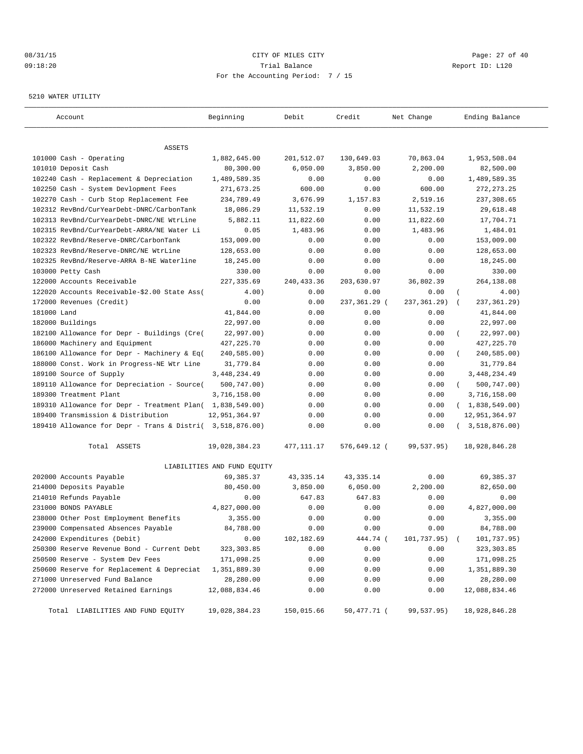CITY OF MILES CITY
Trial Balance
For the Accounting Period: 7 / 15

08/31/15
09:18:20

Report ID: L120

5210 WATER UTILITY

| Account | Beginning | Debit | Credit | Net Change | Ending Balance |
|---|---|---|---|---|---|
| ASSETS | | | | | |
| 101000 Cash - Operating | 1,882,645.00 | 201,512.07 | 130,649.03 | 70,863.04 | 1,953,508.04 |
| 101010 Deposit Cash | 80,300.00 | 6,050.00 | 3,850.00 | 2,200.00 | 82,500.00 |
| 102240 Cash - Replacement & Depreciation | 1,489,589.35 | 0.00 | 0.00 | 0.00 | 1,489,589.35 |
| 102250 Cash - System Devlopment Fees | 271,673.25 | 600.00 | 0.00 | 600.00 | 272,273.25 |
| 102270 Cash - Curb Stop Replacement Fee | 234,789.49 | 3,676.99 | 1,157.83 | 2,519.16 | 237,308.65 |
| 102312 RevBnd/CurYearDebt-DNRC/CarbonTank | 18,086.29 | 11,532.19 | 0.00 | 11,532.19 | 29,618.48 |
| 102313 RevBnd/CurYearDebt-DNRC/NE WtrLine | 5,882.11 | 11,822.60 | 0.00 | 11,822.60 | 17,704.71 |
| 102315 RevBnd/CurYearDebt-ARRA/NE Water Li | 0.05 | 1,483.96 | 0.00 | 1,483.96 | 1,484.01 |
| 102322 RevBnd/Reserve-DNRC/CarbonTank | 153,009.00 | 0.00 | 0.00 | 0.00 | 153,009.00 |
| 102323 RevBnd/Reserve-DNRC/NE WtrLine | 128,653.00 | 0.00 | 0.00 | 0.00 | 128,653.00 |
| 102325 RevBnd/Reserve-ARRA B-NE Waterline | 18,245.00 | 0.00 | 0.00 | 0.00 | 18,245.00 |
| 103000 Petty Cash | 330.00 | 0.00 | 0.00 | 0.00 | 330.00 |
| 122000 Accounts Receivable | 227,335.69 | 240,433.36 | 203,630.97 | 36,802.39 | 264,138.08 |
| 122020 Accounts Receivable-$2.00 State Ass( | 4.00) | 0.00 | 0.00 | 0.00 | ( 4.00) |
| 172000 Revenues (Credit) | 0.00 | 0.00 | 237,361.29 ( | 237,361.29) | ( 237,361.29) |
| 181000 Land | 41,844.00 | 0.00 | 0.00 | 0.00 | 41,844.00 |
| 182000 Buildings | 22,997.00 | 0.00 | 0.00 | 0.00 | 22,997.00 |
| 182100 Allowance for Depr - Buildings (Cre( | 22,997.00) | 0.00 | 0.00 | 0.00 | ( 22,997.00) |
| 186000 Machinery and Equipment | 427,225.70 | 0.00 | 0.00 | 0.00 | 427,225.70 |
| 186100 Allowance for Depr - Machinery & Eq( | 240,585.00) | 0.00 | 0.00 | 0.00 | ( 240,585.00) |
| 188000 Const. Work in Progress-NE Wtr Line | 31,779.84 | 0.00 | 0.00 | 0.00 | 31,779.84 |
| 189100 Source of Supply | 3,448,234.49 | 0.00 | 0.00 | 0.00 | 3,448,234.49 |
| 189110 Allowance for Depreciation - Source( | 500,747.00) | 0.00 | 0.00 | 0.00 | ( 500,747.00) |
| 189300 Treatment Plant | 3,716,158.00 | 0.00 | 0.00 | 0.00 | 3,716,158.00 |
| 189310 Allowance for Depr - Treatment Plan( | 1,838,549.00) | 0.00 | 0.00 | 0.00 | ( 1,838,549.00) |
| 189400 Transmission & Distribution | 12,951,364.97 | 0.00 | 0.00 | 0.00 | 12,951,364.97 |
| 189410 Allowance for Depr - Trans & Distri( | 3,518,876.00) | 0.00 | 0.00 | 0.00 | ( 3,518,876.00) |
| Total ASSETS | 19,028,384.23 | 477,111.17 | 576,649.12 ( | 99,537.95) | 18,928,846.28 |
| LIABILITIES AND FUND EQUITY | | | | | |
| 202000 Accounts Payable | 69,385.37 | 43,335.14 | 43,335.14 | 0.00 | 69,385.37 |
| 214000 Deposits Payable | 80,450.00 | 3,850.00 | 6,050.00 | 2,200.00 | 82,650.00 |
| 214010 Refunds Payable | 0.00 | 647.83 | 647.83 | 0.00 | 0.00 |
| 231000 BONDS PAYABLE | 4,827,000.00 | 0.00 | 0.00 | 0.00 | 4,827,000.00 |
| 238000 Other Post Employment Benefits | 3,355.00 | 0.00 | 0.00 | 0.00 | 3,355.00 |
| 239000 Compensated Absences Payable | 84,788.00 | 0.00 | 0.00 | 0.00 | 84,788.00 |
| 242000 Expenditures (Debit) | 0.00 | 102,182.69 | 444.74 ( | 101,737.95) | ( 101,737.95) |
| 250300 Reserve Revenue Bond - Current Debt | 323,303.85 | 0.00 | 0.00 | 0.00 | 323,303.85 |
| 250500 Reserve - System Dev Fees | 171,098.25 | 0.00 | 0.00 | 0.00 | 171,098.25 |
| 250600 Reserve for Replacement & Depreciat | 1,351,889.30 | 0.00 | 0.00 | 0.00 | 1,351,889.30 |
| 271000 Unreserved Fund Balance | 28,280.00 | 0.00 | 0.00 | 0.00 | 28,280.00 |
| 272000 Unreserved Retained Earnings | 12,088,834.46 | 0.00 | 0.00 | 0.00 | 12,088,834.46 |
| Total LIABILITIES AND FUND EQUITY | 19,028,384.23 | 150,015.66 | 50,477.71 ( | 99,537.95) | 18,928,846.28 |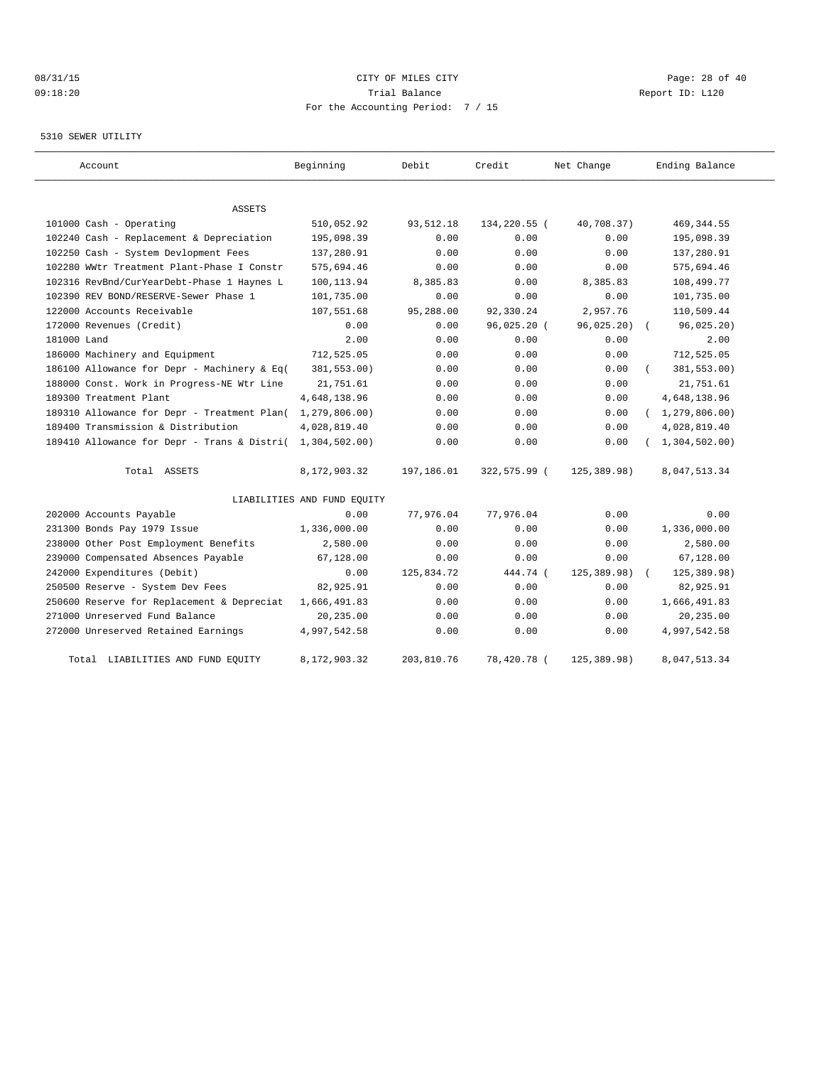CITY OF MILES CITY
Trial Balance
For the Accounting Period: 7 / 15

08/31/15
09:18:20

Report ID: L120

5310 SEWER UTILITY

| Account | Beginning | Debit | Credit | Net Change | Ending Balance |
|---|---|---|---|---|---|
| ASSETS | | | | | |
| 101000 Cash - Operating | 510,052.92 | 93,512.18 | 134,220.55 | ( 40,708.37) | 469,344.55 |
| 102240 Cash - Replacement & Depreciation | 195,098.39 | 0.00 | 0.00 | 0.00 | 195,098.39 |
| 102250 Cash - System Devlopment Fees | 137,280.91 | 0.00 | 0.00 | 0.00 | 137,280.91 |
| 102280 WWtr Treatment Plant-Phase I Constr | 575,694.46 | 0.00 | 0.00 | 0.00 | 575,694.46 |
| 102316 RevBnd/CurYearDebt-Phase 1 Haynes L | 100,113.94 | 8,385.83 | 0.00 | 8,385.83 | 108,499.77 |
| 102390 REV BOND/RESERVE-Sewer Phase 1 | 101,735.00 | 0.00 | 0.00 | 0.00 | 101,735.00 |
| 122000 Accounts Receivable | 107,551.68 | 95,288.00 | 92,330.24 | 2,957.76 | 110,509.44 |
| 172000 Revenues (Credit) | 0.00 | 0.00 | 96,025.20 | ( 96,025.20) | ( 96,025.20) |
| 181000 Land | 2.00 | 0.00 | 0.00 | 0.00 | 2.00 |
| 186000 Machinery and Equipment | 712,525.05 | 0.00 | 0.00 | 0.00 | 712,525.05 |
| 186100 Allowance for Depr - Machinery & Eq | ( 381,553.00) | 0.00 | 0.00 | 0.00 | ( 381,553.00) |
| 188000 Const. Work in Progress-NE Wtr Line | 21,751.61 | 0.00 | 0.00 | 0.00 | 21,751.61 |
| 189300 Treatment Plant | 4,648,138.96 | 0.00 | 0.00 | 0.00 | 4,648,138.96 |
| 189310 Allowance for Depr - Treatment Plan | ( 1,279,806.00) | 0.00 | 0.00 | 0.00 | ( 1,279,806.00) |
| 189400 Transmission & Distribution | 4,028,819.40 | 0.00 | 0.00 | 0.00 | 4,028,819.40 |
| 189410 Allowance for Depr - Trans & Distri | ( 1,304,502.00) | 0.00 | 0.00 | 0.00 | ( 1,304,502.00) |
| Total ASSETS | 8,172,903.32 | 197,186.01 | 322,575.99 | ( 125,389.98) | 8,047,513.34 |
| LIABILITIES AND FUND EQUITY | | | | | |
| 202000 Accounts Payable | 0.00 | 77,976.04 | 77,976.04 | 0.00 | 0.00 |
| 231300 Bonds Pay 1979 Issue | 1,336,000.00 | 0.00 | 0.00 | 0.00 | 1,336,000.00 |
| 238000 Other Post Employment Benefits | 2,580.00 | 0.00 | 0.00 | 0.00 | 2,580.00 |
| 239000 Compensated Absences Payable | 67,128.00 | 0.00 | 0.00 | 0.00 | 67,128.00 |
| 242000 Expenditures (Debit) | 0.00 | 125,834.72 | 444.74 | ( 125,389.98) | ( 125,389.98) |
| 250500 Reserve - System Dev Fees | 82,925.91 | 0.00 | 0.00 | 0.00 | 82,925.91 |
| 250600 Reserve for Replacement & Depreciat | 1,666,491.83 | 0.00 | 0.00 | 0.00 | 1,666,491.83 |
| 271000 Unreserved Fund Balance | 20,235.00 | 0.00 | 0.00 | 0.00 | 20,235.00 |
| 272000 Unreserved Retained Earnings | 4,997,542.58 | 0.00 | 0.00 | 0.00 | 4,997,542.58 |
| Total LIABILITIES AND FUND EQUITY | 8,172,903.32 | 203,810.76 | 78,420.78 | ( 125,389.98) | 8,047,513.34 |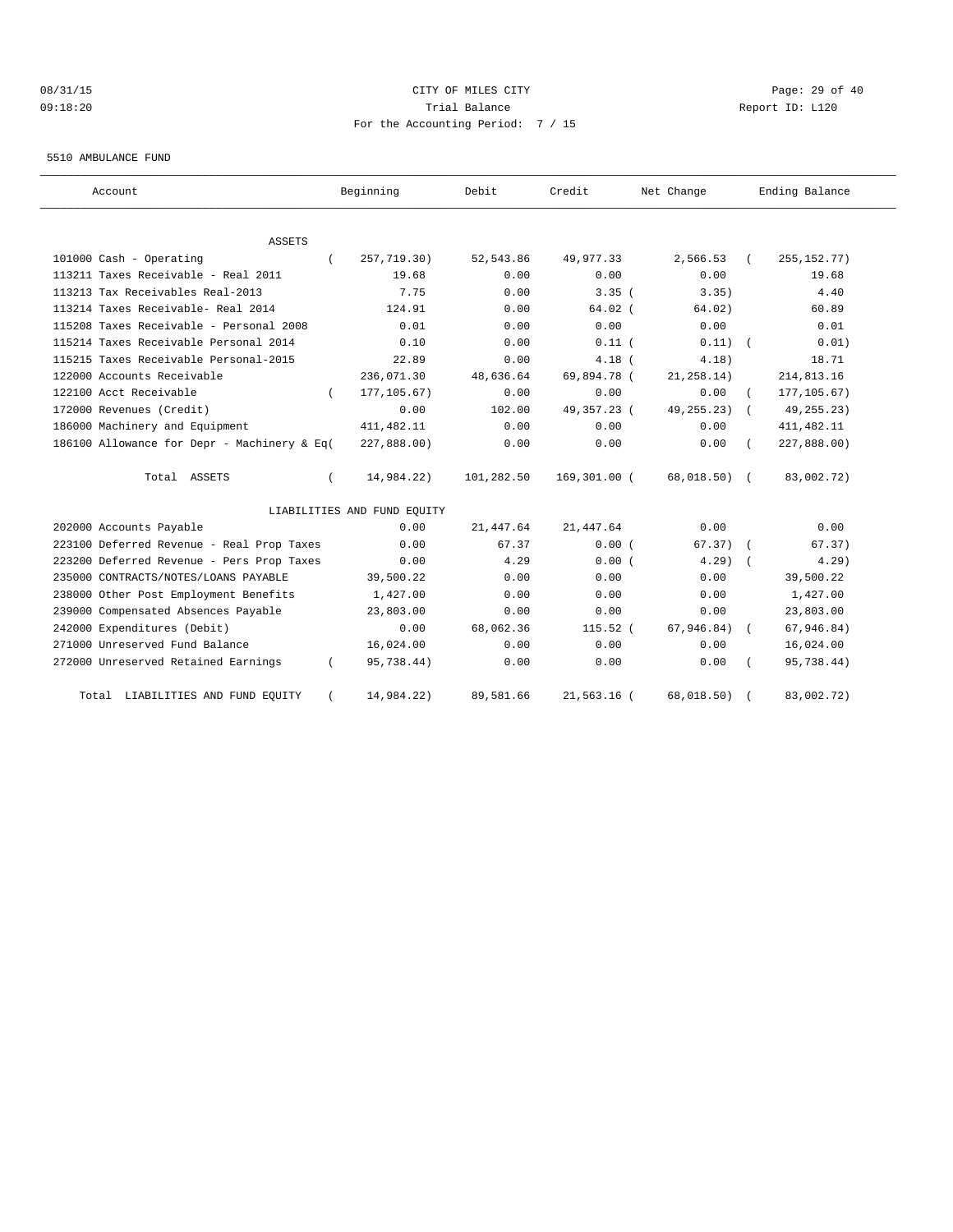08/31/15 CITY OF MILES CITY
09:18:20 Trial Balance Report ID: L120
For the Accounting Period: 7 / 15

5510 AMBULANCE FUND

| Account | Beginning | Debit | Credit | Net Change | Ending Balance |
|---|---|---|---|---|---|
| ASSETS | | | | | |
| 101000 Cash - Operating | ( 257,719.30) | 52,543.86 | 49,977.33 | 2,566.53 | ( 255,152.77) |
| 113211 Taxes Receivable - Real 2011 | 19.68 | 0.00 | 0.00 | 0.00 | 19.68 |
| 113213 Tax Receivables Real-2013 | 7.75 | 0.00 | 3.35 | ( 3.35) | 4.40 |
| 113214 Taxes Receivable- Real 2014 | 124.91 | 0.00 | 64.02 | ( 64.02) | 60.89 |
| 115208 Taxes Receivable - Personal 2008 | 0.01 | 0.00 | 0.00 | 0.00 | 0.01 |
| 115214 Taxes Receivable Personal 2014 | 0.10 | 0.00 | 0.11 | ( 0.11) | ( 0.01) |
| 115215 Taxes Receivable Personal-2015 | 22.89 | 0.00 | 4.18 | ( 4.18) | 18.71 |
| 122000 Accounts Receivable | 236,071.30 | 48,636.64 | 69,894.78 | ( 21,258.14) | 214,813.16 |
| 122100 Acct Receivable | ( 177,105.67) | 0.00 | 0.00 | 0.00 | ( 177,105.67) |
| 172000 Revenues (Credit) | 0.00 | 102.00 | 49,357.23 | ( 49,255.23) | ( 49,255.23) |
| 186000 Machinery and Equipment | 411,482.11 | 0.00 | 0.00 | 0.00 | 411,482.11 |
| 186100 Allowance for Depr - Machinery & Eq( | 227,888.00) | 0.00 | 0.00 | 0.00 | ( 227,888.00) |
| Total ASSETS | ( 14,984.22) | 101,282.50 | 169,301.00 | ( 68,018.50) | ( 83,002.72) |
| LIABILITIES AND FUND EQUITY | | | | | |
| 202000 Accounts Payable | 0.00 | 21,447.64 | 21,447.64 | 0.00 | 0.00 |
| 223100 Deferred Revenue - Real Prop Taxes | 0.00 | 67.37 | 0.00 | ( 67.37) | ( 67.37) |
| 223200 Deferred Revenue - Pers Prop Taxes | 0.00 | 4.29 | 0.00 | ( 4.29) | ( 4.29) |
| 235000 CONTRACTS/NOTES/LOANS PAYABLE | 39,500.22 | 0.00 | 0.00 | 0.00 | 39,500.22 |
| 238000 Other Post Employment Benefits | 1,427.00 | 0.00 | 0.00 | 0.00 | 1,427.00 |
| 239000 Compensated Absences Payable | 23,803.00 | 0.00 | 0.00 | 0.00 | 23,803.00 |
| 242000 Expenditures (Debit) | 0.00 | 68,062.36 | 115.52 | ( 67,946.84) | ( 67,946.84) |
| 271000 Unreserved Fund Balance | 16,024.00 | 0.00 | 0.00 | 0.00 | 16,024.00 |
| 272000 Unreserved Retained Earnings | ( 95,738.44) | 0.00 | 0.00 | 0.00 | ( 95,738.44) |
| Total LIABILITIES AND FUND EQUITY | ( 14,984.22) | 89,581.66 | 21,563.16 | ( 68,018.50) | ( 83,002.72) |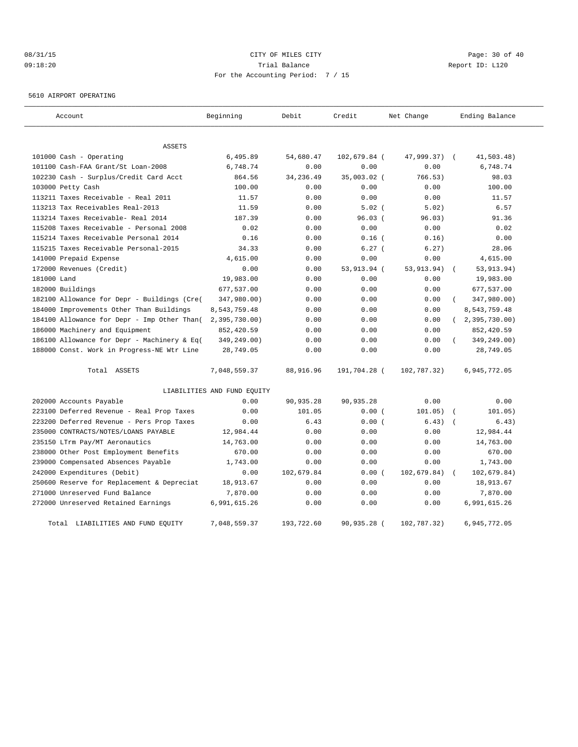CITY OF MILES CITY
Trial Balance
For the Accounting Period: 7 / 15

08/31/15
09:18:20

Report ID: L120

5610 AIRPORT OPERATING

| Account | Beginning | Debit | Credit | Net Change | Ending Balance |
|---|---|---|---|---|---|
| **ASSETS** | | | | | |
| 101000 Cash - Operating | 6,495.89 | 54,680.47 | 102,679.84 | (47,999.37) | (41,503.48) |
| 101100 Cash-FAA Grant/St Loan-2008 | 6,748.74 | 0.00 | 0.00 | 0.00 | 6,748.74 |
| 102230 Cash - Surplus/Credit Card Acct | 864.56 | 34,236.49 | 35,003.02 | (766.53) | 98.03 |
| 103000 Petty Cash | 100.00 | 0.00 | 0.00 | 0.00 | 100.00 |
| 113211 Taxes Receivable - Real 2011 | 11.57 | 0.00 | 0.00 | 0.00 | 11.57 |
| 113213 Tax Receivables Real-2013 | 11.59 | 0.00 | 5.02 | (5.02) | 6.57 |
| 113214 Taxes Receivable- Real 2014 | 187.39 | 0.00 | 96.03 | (96.03) | 91.36 |
| 115208 Taxes Receivable - Personal 2008 | 0.02 | 0.00 | 0.00 | 0.00 | 0.02 |
| 115214 Taxes Receivable Personal 2014 | 0.16 | 0.00 | 0.16 | (0.16) | 0.00 |
| 115215 Taxes Receivable Personal-2015 | 34.33 | 0.00 | 6.27 | (6.27) | 28.06 |
| 141000 Prepaid Expense | 4,615.00 | 0.00 | 0.00 | 0.00 | 4,615.00 |
| 172000 Revenues (Credit) | 0.00 | 0.00 | 53,913.94 | (53,913.94) | (53,913.94) |
| 181000 Land | 19,983.00 | 0.00 | 0.00 | 0.00 | 19,983.00 |
| 182000 Buildings | 677,537.00 | 0.00 | 0.00 | 0.00 | 677,537.00 |
| 182100 Allowance for Depr - Buildings (Cre( | 347,980.00) | 0.00 | 0.00 | 0.00 | (347,980.00) |
| 184000 Improvements Other Than Buildings | 8,543,759.48 | 0.00 | 0.00 | 0.00 | 8,543,759.48 |
| 184100 Allowance for Depr - Imp Other Than( | 2,395,730.00) | 0.00 | 0.00 | 0.00 | (2,395,730.00) |
| 186000 Machinery and Equipment | 852,420.59 | 0.00 | 0.00 | 0.00 | 852,420.59 |
| 186100 Allowance for Depr - Machinery & Eq( | 349,249.00) | 0.00 | 0.00 | 0.00 | (349,249.00) |
| 188000 Const. Work in Progress-NE Wtr Line | 28,749.05 | 0.00 | 0.00 | 0.00 | 28,749.05 |
| Total ASSETS | 7,048,559.37 | 88,916.96 | 191,704.28 | (102,787.32) | 6,945,772.05 |
| **LIABILITIES AND FUND EQUITY** | | | | | |
| 202000 Accounts Payable | 0.00 | 90,935.28 | 90,935.28 | 0.00 | 0.00 |
| 223100 Deferred Revenue - Real Prop Taxes | 0.00 | 101.05 | 0.00 | (101.05) | (101.05) |
| 223200 Deferred Revenue - Pers Prop Taxes | 0.00 | 6.43 | 0.00 | (6.43) | (6.43) |
| 235000 CONTRACTS/NOTES/LOANS PAYABLE | 12,984.44 | 0.00 | 0.00 | 0.00 | 12,984.44 |
| 235150 LTrm Pay/MT Aeronautics | 14,763.00 | 0.00 | 0.00 | 0.00 | 14,763.00 |
| 238000 Other Post Employment Benefits | 670.00 | 0.00 | 0.00 | 0.00 | 670.00 |
| 239000 Compensated Absences Payable | 1,743.00 | 0.00 | 0.00 | 0.00 | 1,743.00 |
| 242000 Expenditures (Debit) | 0.00 | 102,679.84 | 0.00 | (102,679.84) | (102,679.84) |
| 250600 Reserve for Replacement & Depreciat | 18,913.67 | 0.00 | 0.00 | 0.00 | 18,913.67 |
| 271000 Unreserved Fund Balance | 7,870.00 | 0.00 | 0.00 | 0.00 | 7,870.00 |
| 272000 Unreserved Retained Earnings | 6,991,615.26 | 0.00 | 0.00 | 0.00 | 6,991,615.26 |
| Total LIABILITIES AND FUND EQUITY | 7,048,559.37 | 193,722.60 | 90,935.28 | (102,787.32) | 6,945,772.05 |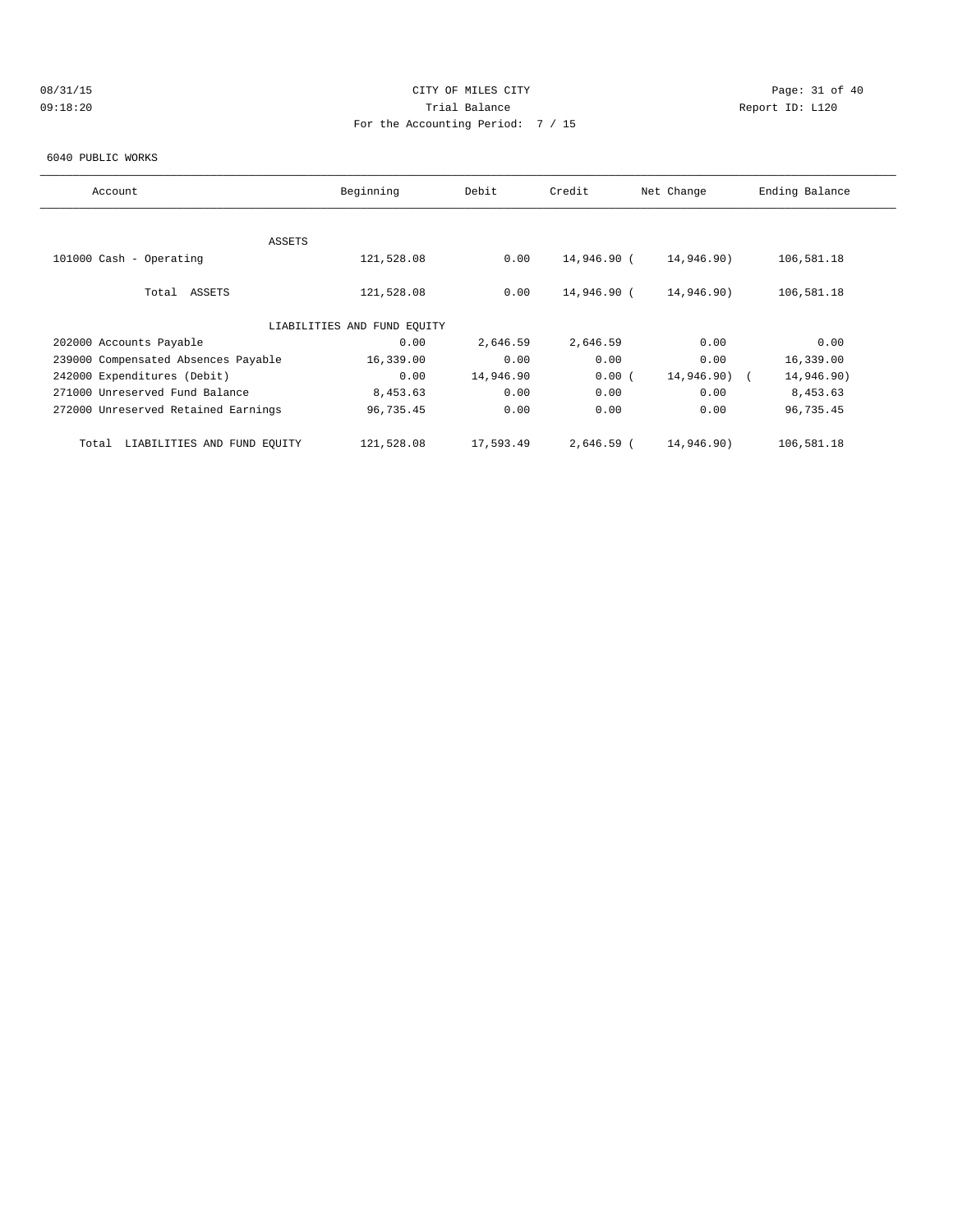CITY OF MILES CITY

Trial Balance

For the Accounting Period: 7 / 15

08/31/15 09:18:20

Report ID: L120

6040 PUBLIC WORKS

| Account | Beginning | Debit | Credit | Net Change | Ending Balance |
|---|---|---|---|---|---|
| ASSETS | | | | | |
| 101000 Cash - Operating | 121,528.08 | 0.00 | 14,946.90 | (14,946.90) | 106,581.18 |
| Total ASSETS | 121,528.08 | 0.00 | 14,946.90 | (14,946.90) | 106,581.18 |
| LIABILITIES AND FUND EQUITY | | | | | |
| 202000 Accounts Payable | 0.00 | 2,646.59 | 2,646.59 | 0.00 | 0.00 |
| 239000 Compensated Absences Payable | 16,339.00 | 0.00 | 0.00 | 0.00 | 16,339.00 |
| 242000 Expenditures (Debit) | 0.00 | 14,946.90 | 0.00 | (14,946.90) | (14,946.90) |
| 271000 Unreserved Fund Balance | 8,453.63 | 0.00 | 0.00 | 0.00 | 8,453.63 |
| 272000 Unreserved Retained Earnings | 96,735.45 | 0.00 | 0.00 | 0.00 | 96,735.45 |
| Total LIABILITIES AND FUND EQUITY | 121,528.08 | 17,593.49 | 2,646.59 | (14,946.90) | 106,581.18 |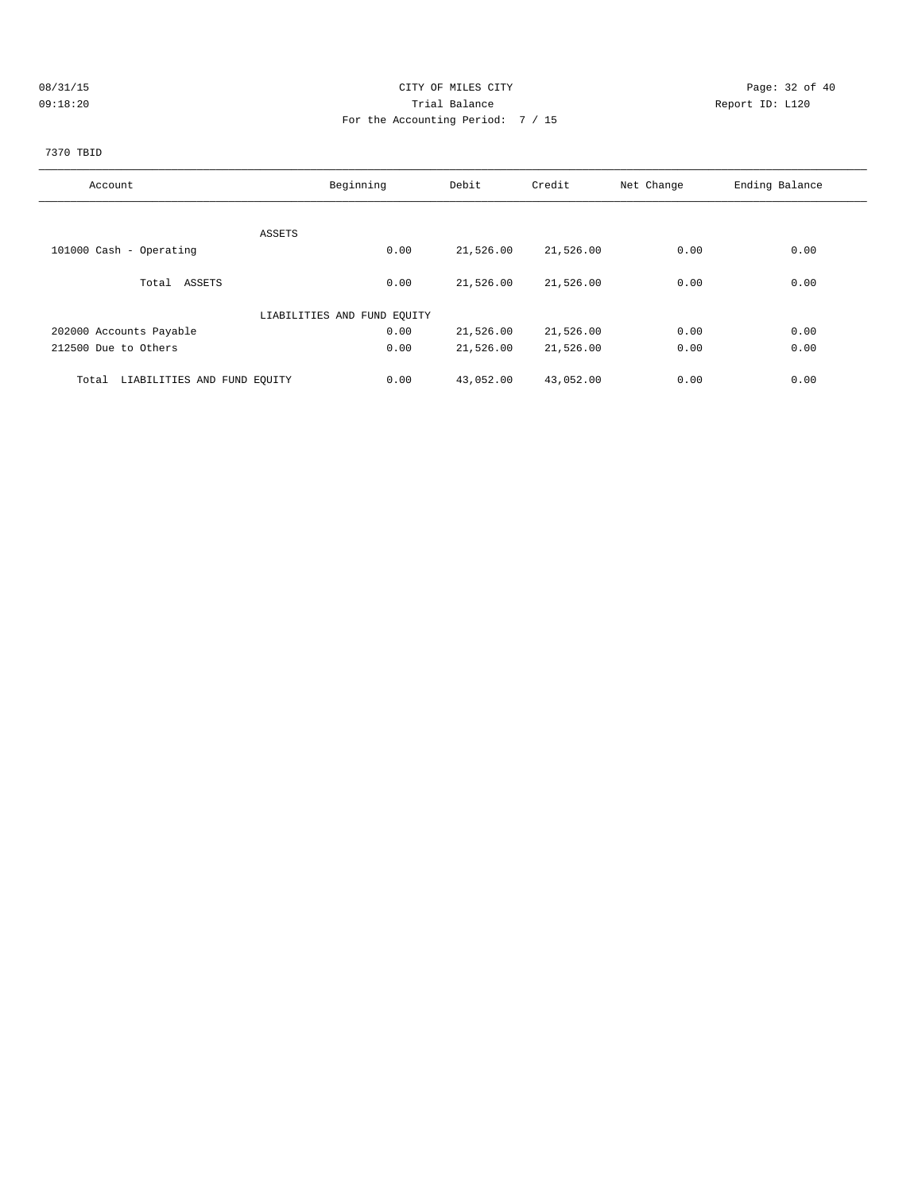CITY OF MILES CITY

Trial Balance

08/31/15 09:18:20 Report ID: L120

For the Accounting Period: 7 / 15

7370 TBID

| Account | Beginning | Debit | Credit | Net Change | Ending Balance |
|---|---|---|---|---|---|
| ASSETS | | | | | |
| 101000 Cash - Operating | 0.00 | 21,526.00 | 21,526.00 | 0.00 | 0.00 |
| Total ASSETS | 0.00 | 21,526.00 | 21,526.00 | 0.00 | 0.00 |
| LIABILITIES AND FUND EQUITY | | | | | |
| 202000 Accounts Payable | 0.00 | 21,526.00 | 21,526.00 | 0.00 | 0.00 |
| 212500 Due to Others | 0.00 | 21,526.00 | 21,526.00 | 0.00 | 0.00 |
| Total LIABILITIES AND FUND EQUITY | 0.00 | 43,052.00 | 43,052.00 | 0.00 | 0.00 |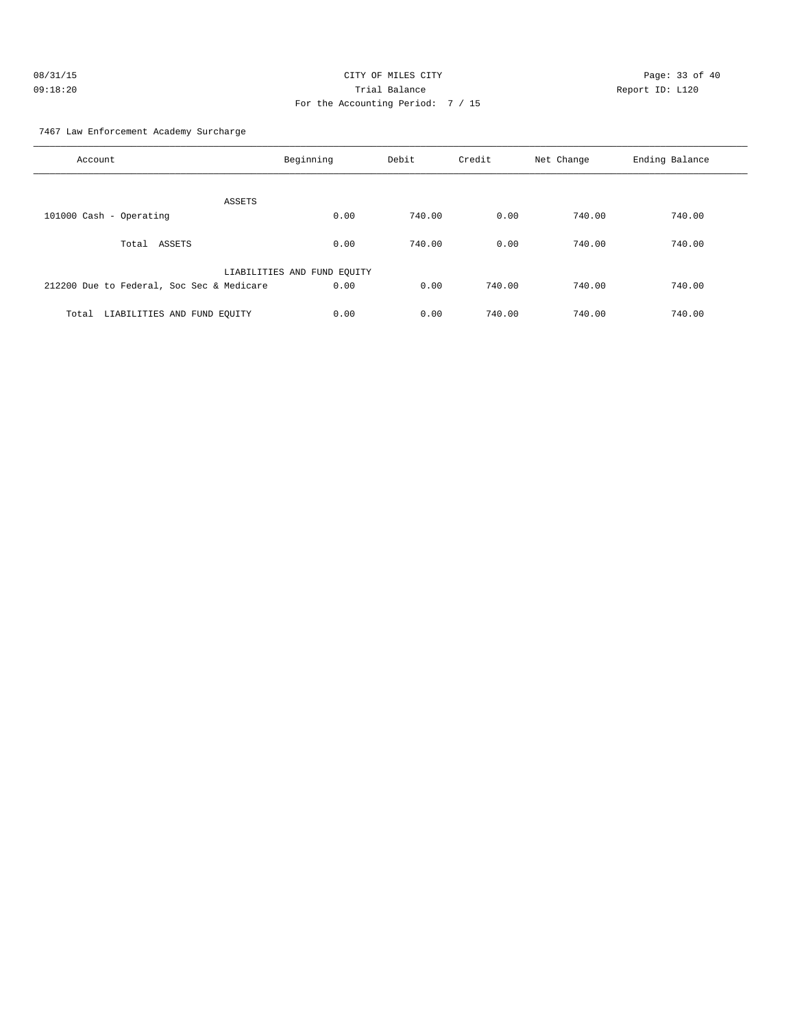CITY OF MILES CITY
Trial Balance
For the Accounting Period: 7 / 15

08/31/15
09:18:20

Report ID: L120

7467 Law Enforcement Academy Surcharge

| Account | Beginning | Debit | Credit | Net Change | Ending Balance |
|---|---|---|---|---|---|
| ASSETS | | | | | |
| 101000 Cash - Operating | 0.00 | 740.00 | 0.00 | 740.00 | 740.00 |
| Total ASSETS | 0.00 | 740.00 | 0.00 | 740.00 | 740.00 |
| LIABILITIES AND FUND EQUITY | | | | | |
| 212200 Due to Federal, Soc Sec & Medicare | 0.00 | 0.00 | 740.00 | 740.00 | 740.00 |
| Total LIABILITIES AND FUND EQUITY | 0.00 | 0.00 | 740.00 | 740.00 | 740.00 |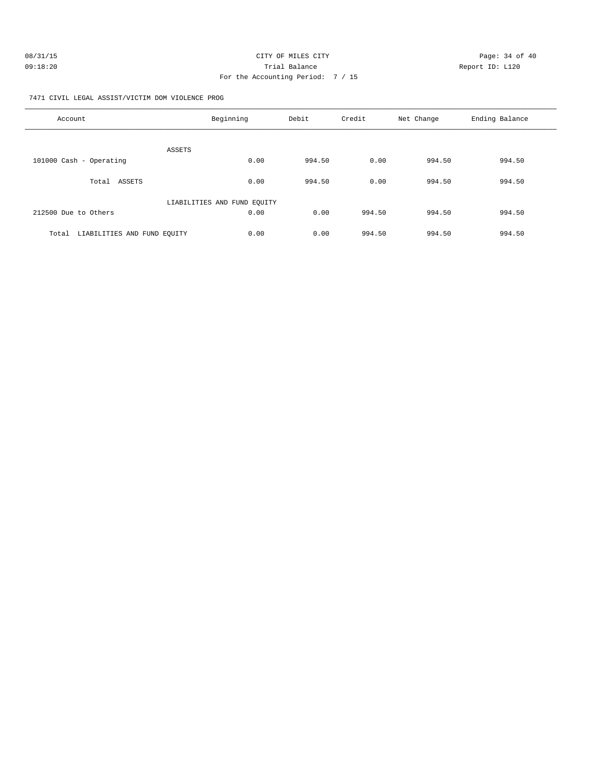CITY OF MILES CITY

Trial Balance

For the Accounting Period: 7 / 15

7471 CIVIL LEGAL ASSIST/VICTIM DOM VIOLENCE PROG

| Account | Beginning | Debit | Credit | Net Change | Ending Balance |
|---|---|---|---|---|---|
| ASSETS | | | | | |
| 101000 Cash - Operating | 0.00 | 994.50 | 0.00 | 994.50 | 994.50 |
| Total ASSETS | 0.00 | 994.50 | 0.00 | 994.50 | 994.50 |
| LIABILITIES AND FUND EQUITY | | | | | |
| 212500 Due to Others | 0.00 | 0.00 | 994.50 | 994.50 | 994.50 |
| Total LIABILITIES AND FUND EQUITY | 0.00 | 0.00 | 994.50 | 994.50 | 994.50 |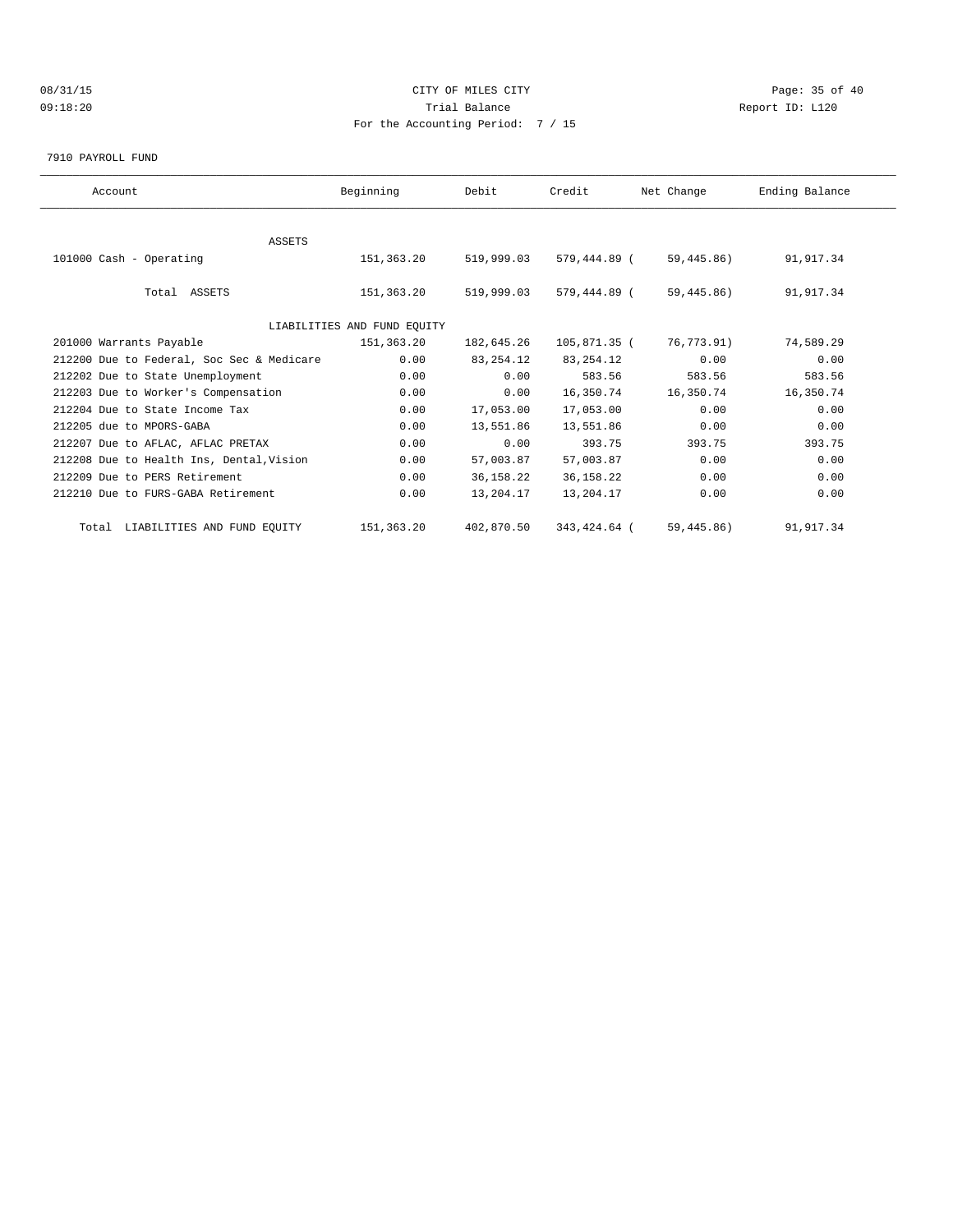CITY OF MILES CITY

Trial Balance

For the Accounting Period: 7 / 15

08/31/15 09:18:20 Report ID: L120

7910 PAYROLL FUND

| Account | Beginning | Debit | Credit | Net Change | Ending Balance |
|---|---|---|---|---|---|
| ASSETS | | | | | |
| 101000 Cash - Operating | 151,363.20 | 519,999.03 | 579,444.89 | ( 59,445.86) | 91,917.34 |
| Total ASSETS | 151,363.20 | 519,999.03 | 579,444.89 | ( 59,445.86) | 91,917.34 |
| LIABILITIES AND FUND EQUITY | | | | | |
| 201000 Warrants Payable | 151,363.20 | 182,645.26 | 105,871.35 | ( 76,773.91) | 74,589.29 |
| 212200 Due to Federal, Soc Sec & Medicare | 0.00 | 83,254.12 | 83,254.12 | 0.00 | 0.00 |
| 212202 Due to State Unemployment | 0.00 | 0.00 | 583.56 | 583.56 | 583.56 |
| 212203 Due to Worker's Compensation | 0.00 | 0.00 | 16,350.74 | 16,350.74 | 16,350.74 |
| 212204 Due to State Income Tax | 0.00 | 17,053.00 | 17,053.00 | 0.00 | 0.00 |
| 212205 due to MPORS-GABA | 0.00 | 13,551.86 | 13,551.86 | 0.00 | 0.00 |
| 212207 Due to AFLAC, AFLAC PRETAX | 0.00 | 0.00 | 393.75 | 393.75 | 393.75 |
| 212208 Due to Health Ins, Dental,Vision | 0.00 | 57,003.87 | 57,003.87 | 0.00 | 0.00 |
| 212209 Due to PERS Retirement | 0.00 | 36,158.22 | 36,158.22 | 0.00 | 0.00 |
| 212210 Due to FURS-GABA Retirement | 0.00 | 13,204.17 | 13,204.17 | 0.00 | 0.00 |
| Total LIABILITIES AND FUND EQUITY | 151,363.20 | 402,870.50 | 343,424.64 | ( 59,445.86) | 91,917.34 |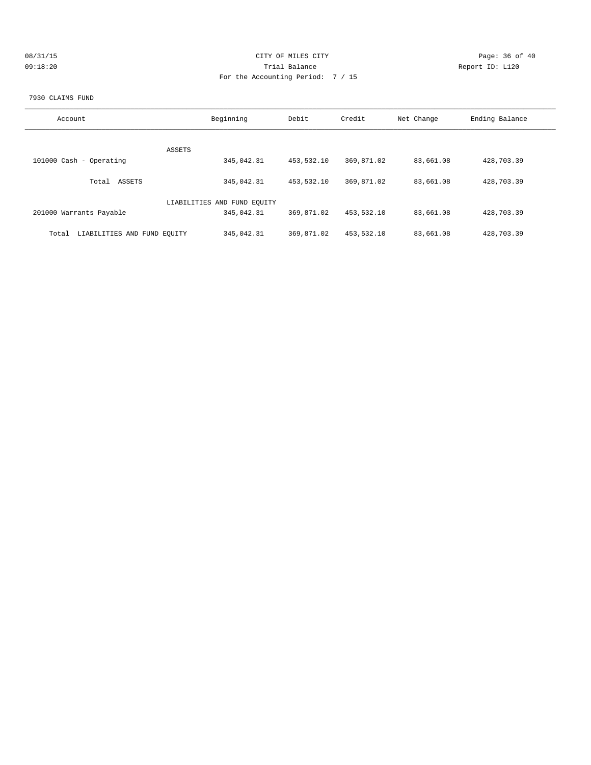CITY OF MILES CITY

Trial Balance

For the Accounting Period: 7 / 15

08/31/15 09:18:20 Report ID: L120

7930 CLAIMS FUND

| Account | Beginning | Debit | Credit | Net Change | Ending Balance |
|---|---|---|---|---|---|
| ASSETS | | | | | |
| 101000 Cash - Operating | 345,042.31 | 453,532.10 | 369,871.02 | 83,661.08 | 428,703.39 |
| Total ASSETS | 345,042.31 | 453,532.10 | 369,871.02 | 83,661.08 | 428,703.39 |
| LIABILITIES AND FUND EQUITY | | | | | |
| 201000 Warrants Payable | 345,042.31 | 369,871.02 | 453,532.10 | 83,661.08 | 428,703.39 |
| Total LIABILITIES AND FUND EQUITY | 345,042.31 | 369,871.02 | 453,532.10 | 83,661.08 | 428,703.39 |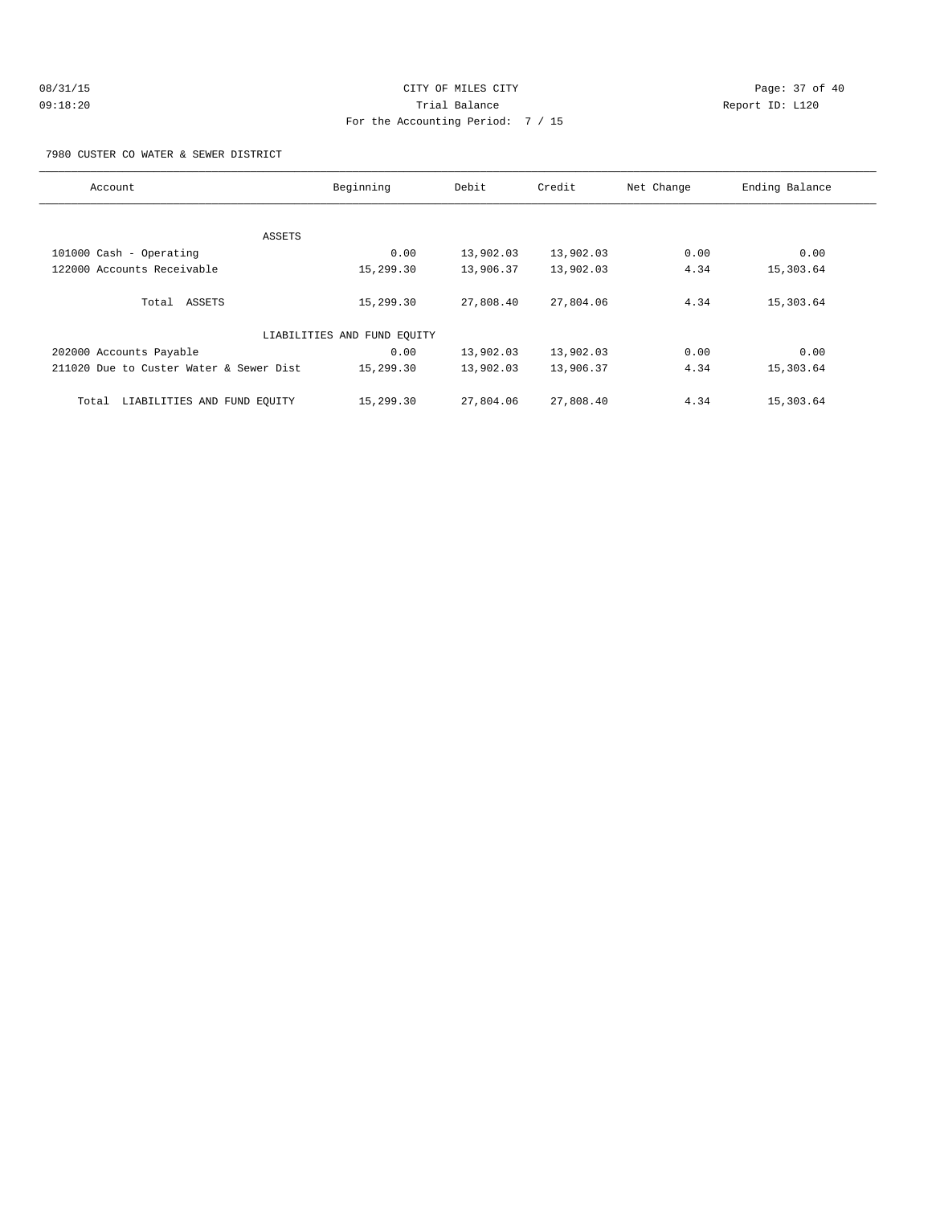CITY OF MILES CITY
Trial Balance
For the Accounting Period: 7 / 15

08/31/15
09:18:20

Report ID: L120

7980 CUSTER CO WATER & SEWER DISTRICT

| Account | Beginning | Debit | Credit | Net Change | Ending Balance |
|---|---|---|---|---|---|
| ASSETS | | | | | |
| 101000 Cash - Operating | 0.00 | 13,902.03 | 13,902.03 | 0.00 | 0.00 |
| 122000 Accounts Receivable | 15,299.30 | 13,906.37 | 13,902.03 | 4.34 | 15,303.64 |
| Total ASSETS | 15,299.30 | 27,808.40 | 27,804.06 | 4.34 | 15,303.64 |
| LIABILITIES AND FUND EQUITY | | | | | |
| 202000 Accounts Payable | 0.00 | 13,902.03 | 13,902.03 | 0.00 | 0.00 |
| 211020 Due to Custer Water & Sewer Dist | 15,299.30 | 13,902.03 | 13,906.37 | 4.34 | 15,303.64 |
| Total LIABILITIES AND FUND EQUITY | 15,299.30 | 27,804.06 | 27,808.40 | 4.34 | 15,303.64 |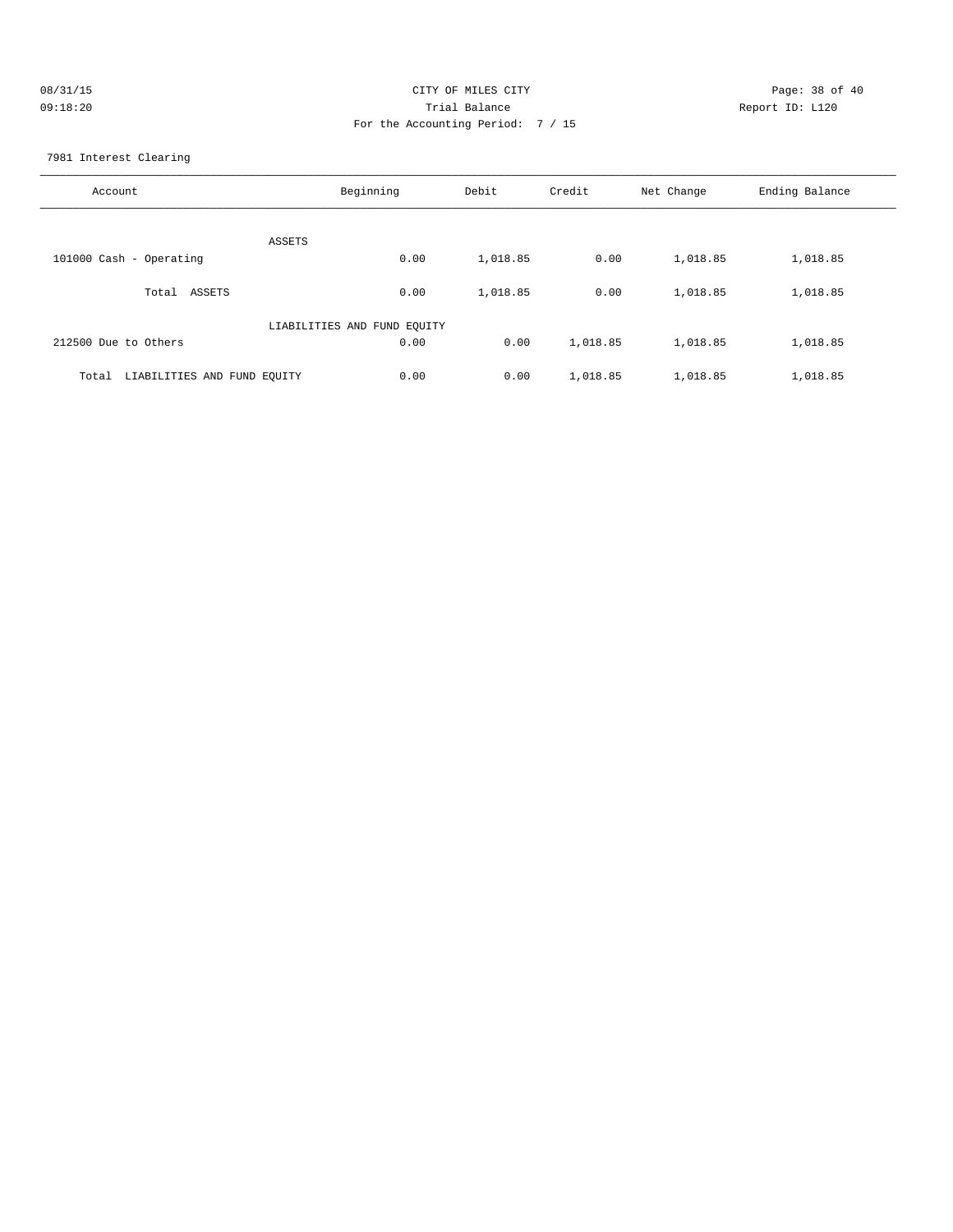CITY OF MILES CITY
Trial Balance
For the Accounting Period: 7 / 15

08/31/15
09:18:20

Report ID: L120

7981 Interest Clearing

| Account | Beginning | Debit | Credit | Net Change | Ending Balance |
|---|---|---|---|---|---|
| ASSETS | | | | | |
| 101000 Cash - Operating | 0.00 | 1,018.85 | 0.00 | 1,018.85 | 1,018.85 |
| Total ASSETS | 0.00 | 1,018.85 | 0.00 | 1,018.85 | 1,018.85 |
| LIABILITIES AND FUND EQUITY | | | | | |
| 212500 Due to Others | 0.00 | 0.00 | 1,018.85 | 1,018.85 | 1,018.85 |
| Total LIABILITIES AND FUND EQUITY | 0.00 | 0.00 | 1,018.85 | 1,018.85 | 1,018.85 |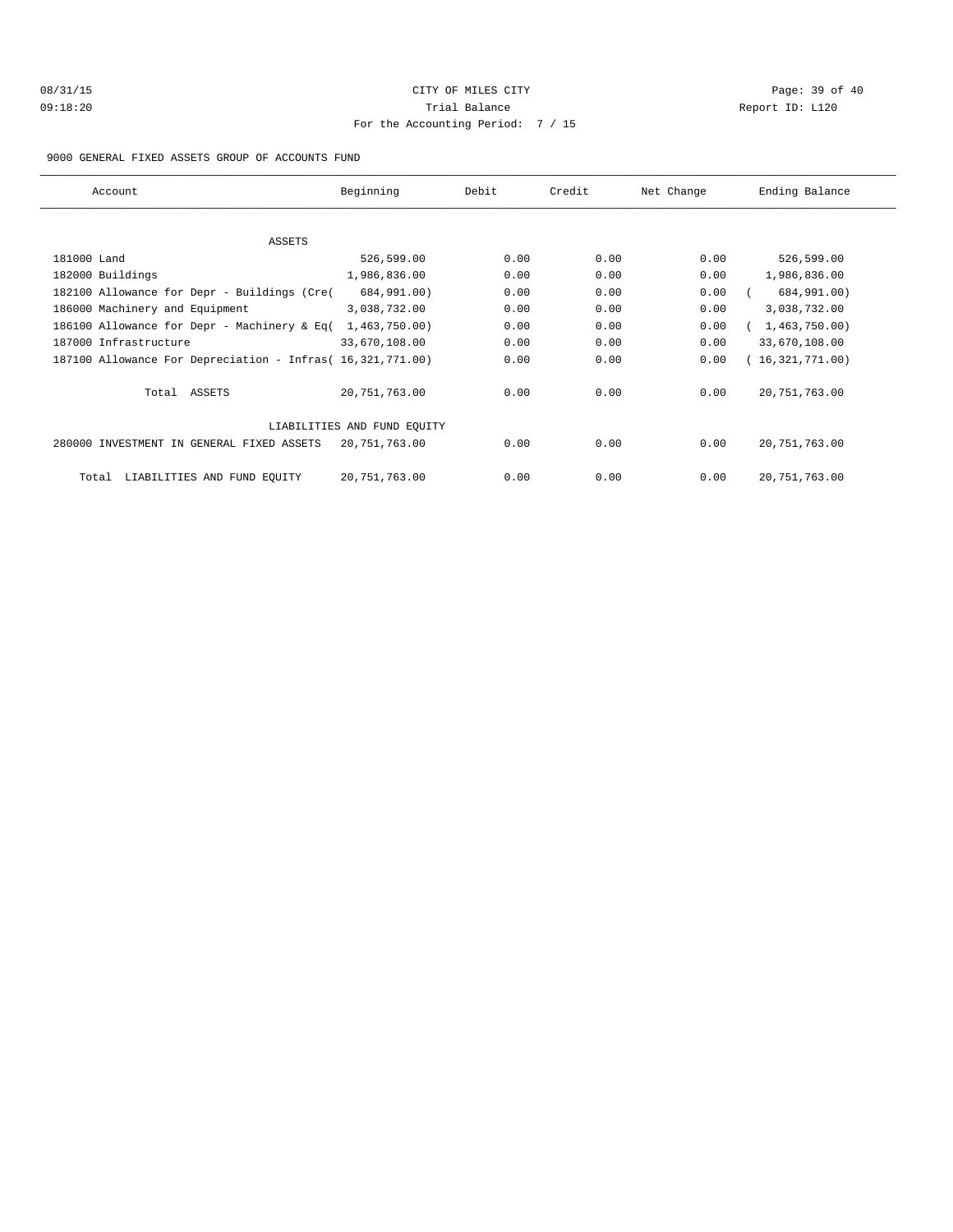CITY OF MILES CITY

Trial Balance

For the Accounting Period: 7 / 15

08/31/15 09:18:20

Report ID: L120

9000 GENERAL FIXED ASSETS GROUP OF ACCOUNTS FUND

| Account | Beginning | Debit | Credit | Net Change | Ending Balance |
|---|---|---|---|---|---|
| ASSETS | | | | | |
| 181000 Land | 526,599.00 | 0.00 | 0.00 | 0.00 | 526,599.00 |
| 182000 Buildings | 1,986,836.00 | 0.00 | 0.00 | 0.00 | 1,986,836.00 |
| 182100 Allowance for Depr - Buildings (Cre( | 684,991.00) | 0.00 | 0.00 | 0.00 | ( 684,991.00) |
| 186000 Machinery and Equipment | 3,038,732.00 | 0.00 | 0.00 | 0.00 | 3,038,732.00 |
| 186100 Allowance for Depr - Machinery & Eq( | 1,463,750.00) | 0.00 | 0.00 | 0.00 | ( 1,463,750.00) |
| 187000 Infrastructure | 33,670,108.00 | 0.00 | 0.00 | 0.00 | 33,670,108.00 |
| 187100 Allowance For Depreciation - Infras( | 16,321,771.00) | 0.00 | 0.00 | 0.00 | ( 16,321,771.00) |
| Total ASSETS | 20,751,763.00 | 0.00 | 0.00 | 0.00 | 20,751,763.00 |
| LIABILITIES AND FUND EQUITY | | | | | |
| 280000 INVESTMENT IN GENERAL FIXED ASSETS | 20,751,763.00 | 0.00 | 0.00 | 0.00 | 20,751,763.00 |
| Total LIABILITIES AND FUND EQUITY | 20,751,763.00 | 0.00 | 0.00 | 0.00 | 20,751,763.00 |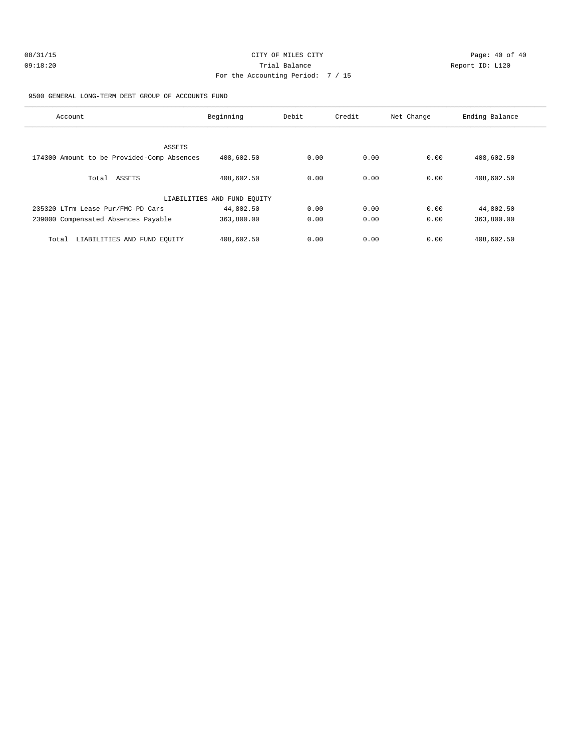CITY OF MILES CITY
Trial Balance
For the Accounting Period: 7 / 15

08/31/15
09:18:20

Report ID: L120

9500 GENERAL LONG-TERM DEBT GROUP OF ACCOUNTS FUND

| Account | Beginning | Debit | Credit | Net Change | Ending Balance |
|---|---|---|---|---|---|
| ASSETS | | | | | |
| 174300 Amount to be Provided-Comp Absences | 408,602.50 | 0.00 | 0.00 | 0.00 | 408,602.50 |
| Total ASSETS | 408,602.50 | 0.00 | 0.00 | 0.00 | 408,602.50 |
| LIABILITIES AND FUND EQUITY | | | | | |
| 235320 LTrm Lease Pur/FMC-PD Cars | 44,802.50 | 0.00 | 0.00 | 0.00 | 44,802.50 |
| 239000 Compensated Absences Payable | 363,800.00 | 0.00 | 0.00 | 0.00 | 363,800.00 |
| Total LIABILITIES AND FUND EQUITY | 408,602.50 | 0.00 | 0.00 | 0.00 | 408,602.50 |